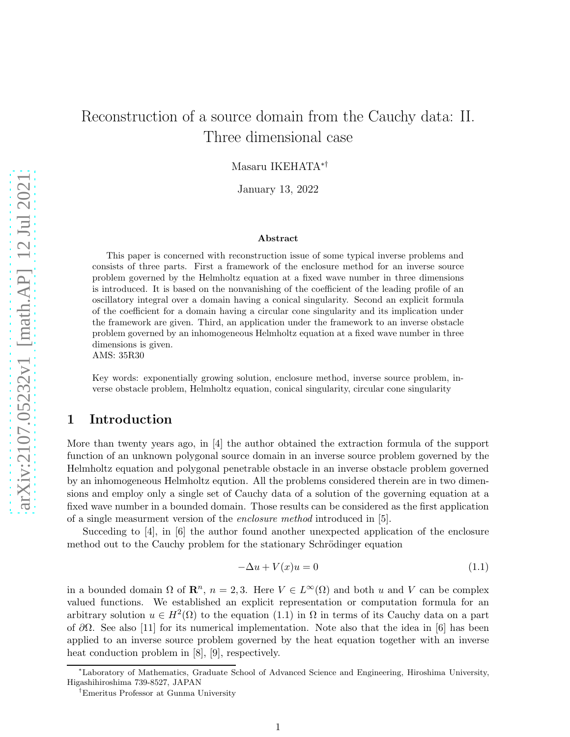# Reconstruction of a source domain from the Cauchy data: II. Three dimensional case

Masaru IKEHATA[*][†]

January 13, 2022

### Abstract

This paper is concerned with reconstruction issue of some typical inverse problems and consists of three parts. First a framework of the enclosure method for an inverse source problem governed by the Helmholtz equation at a fixed wave number in three dimensions is introduced. It is based on the nonvanishing of the coefficient of the leading profile of an oscillatory integral over a domain having a conical singularity. Second an explicit formula of the coefficient for a domain having a circular cone singularity and its implication under the framework are given. Third, an application under the framework to an inverse obstacle problem governed by an inhomogeneous Helmholtz equation at a fixed wave number in three dimensions is given.
AMS: 35R30

Key words: exponentially growing solution, enclosure method, inverse source problem, inverse obstacle problem, Helmholtz equation, conical singularity, circular cone singularity

## 1 Introduction

More than twenty years ago, in [4] the author obtained the extraction formula of the support function of an unknown polygonal source domain in an inverse source problem governed by the Helmholtz equation and polygonal penetrable obstacle in an inverse obstacle problem governed by an inhomogeneous Helmholtz eqution. All the problems considered therein are in two dimensions and employ only a single set of Cauchy data of a solution of the governing equation at a fixed wave number in a bounded domain. Those results can be considered as the first application of a single measurment version of the *enclosure method* introduced in [5].

Succeding to [4], in [6] the author found another unexpected application of the enclosure method out to the Cauchy problem for the stationary Schrödinger equation

$$-\Delta u + V(x)u = 0 \tag{1.1}$$

in a bounded domain $\Omega$ of $\mathbf{R}^n$, $n = 2, 3$. Here $V \in L^\infty(\Omega)$ and both $u$ and $V$ can be complex valued functions. We established an explicit representation or computation formula for an arbitrary solution $u \in H^2(\Omega)$ to the equation (1.1) in $\Omega$ in terms of its Cauchy data on a part of $\partial\Omega$. See also [11] for its numerical implementation. Note also that the idea in [6] has been applied to an inverse source problem governed by the heat equation together with an inverse heat conduction problem in [8], [9], respectively.

[*]Laboratory of Mathematics, Graduate School of Advanced Science and Engineering, Hiroshima University, Higashihiroshima 739-8527, JAPAN

[†]Emeritus Professor at Gunma University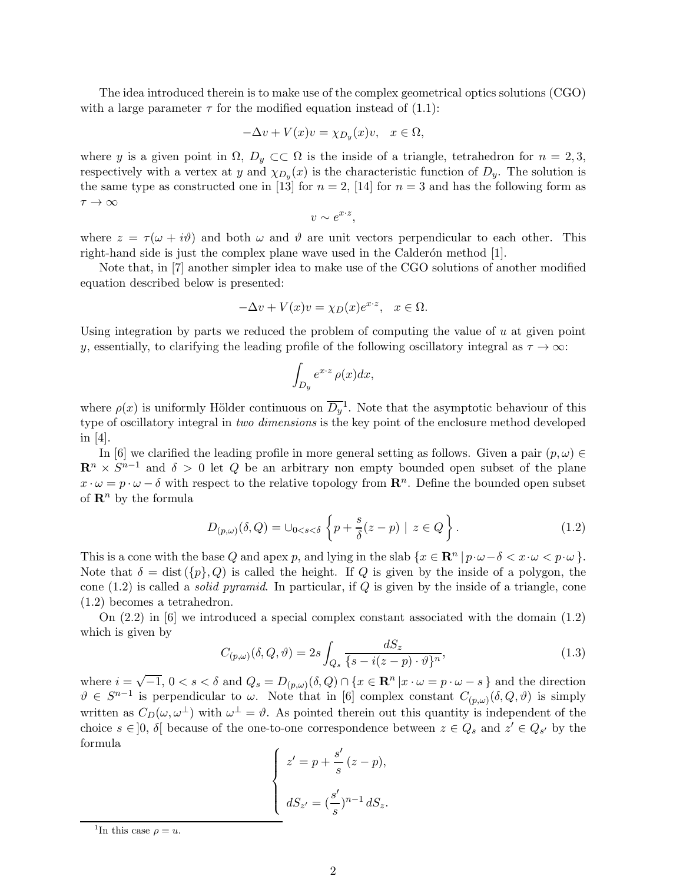The idea introduced therein is to make use of the complex geometrical optics solutions (CGO) with a large parameter $\tau$ for the modified equation instead of (1.1):

$$-\Delta v + V(x)v = \chi_{D_y}(x)v, \quad x \in \Omega,$$

where $y$ is a given point in $\Omega$, $D_y \subset\subset \Omega$ is the inside of a triangle, tetrahedron for $n = 2, 3$, respectively with a vertex at $y$ and $\chi_{D_y}(x)$ is the characteristic function of $D_y$. The solution is the same type as constructed one in [13] for $n = 2$, [14] for $n = 3$ and has the following form as $\tau \to \infty$

$$v \sim e^{x \cdot z},$$

where $z = \tau(\omega + i\vartheta)$ and both $\omega$ and $\vartheta$ are unit vectors perpendicular to each other. This right-hand side is just the complex plane wave used in the Calderón method [1].

Note that, in [7] another simpler idea to make use of the CGO solutions of another modified equation described below is presented:

$$-\Delta v + V(x)v = \chi_D(x)e^{x \cdot z}, \quad x \in \Omega.$$

Using integration by parts we reduced the problem of computing the value of $u$ at given point $y$, essentially, to clarifying the leading profile of the following oscillatory integral as $\tau \to \infty$:

$$\int_{D_y} e^{x \cdot z} \, \rho(x) dx,$$

where $\rho(x)$ is uniformly Hölder continuous on $\overline{D_y}$[1]. Note that the asymptotic behaviour of this type of oscillatory integral in *two dimensions* is the key point of the enclosure method developed in [4].

In [6] we clarified the leading profile in more general setting as follows. Given a pair $(p, \omega) \in \mathbf{R}^n \times S^{n-1}$ and $\delta > 0$ let $Q$ be an arbitrary non empty bounded open subset of the plane $x \cdot \omega = p \cdot \omega - \delta$ with respect to the relative topology from $\mathbf{R}^n$. Define the bounded open subset of $\mathbf{R}^n$ by the formula

$$D_{(p,\omega)}(\delta, Q) = \cup_{0<s<\delta} \left\{ p + \frac{s}{\delta}(z - p) \mid z \in Q \right\}. \tag{1.2}$$

This is a cone with the base $Q$ and apex $p$, and lying in the slab $\{x \in \mathbf{R}^n \,|\, p \cdot \omega - \delta < x \cdot \omega < p \cdot \omega\}$. Note that $\delta = \text{dist}(\{p\}, Q)$ is called the height. If $Q$ is given by the inside of a polygon, the cone (1.2) is called a *solid pyramid*. In particular, if $Q$ is given by the inside of a triangle, cone (1.2) becomes a tetrahedron.

On (2.2) in [6] we introduced a special complex constant associated with the domain (1.2) which is given by

$$C_{(p,\omega)}(\delta, Q, \vartheta) = 2s \int_{Q_s} \frac{dS_z}{\{s - i(z - p) \cdot \vartheta\}^n}, \tag{1.3}$$

where $i = \sqrt{-1}$, $0 < s < \delta$ and $Q_s = D_{(p,\omega)}(\delta, Q) \cap \{x \in \mathbf{R}^n \,|\, x \cdot \omega = p \cdot \omega - s\}$ and the direction $\vartheta \in S^{n-1}$ is perpendicular to $\omega$. Note that in [6] complex constant $C_{(p,\omega)}(\delta, Q, \vartheta)$ is simply written as $C_D(\omega, \omega^\perp)$ with $\omega^\perp = \vartheta$. As pointed therein out this quantity is independent of the choice $s \in ]0, \delta[$ because of the one-to-one correspondence between $z \in Q_s$ and $z' \in Q_{s'}$ by the formula

$$\begin{cases} z' = p + \dfrac{s'}{s}\,(z - p), \\[2mm] dS_{z'} = (\dfrac{s'}{s})^{n-1} \, dS_z. \end{cases}$$

[1] In this case $\rho = u$.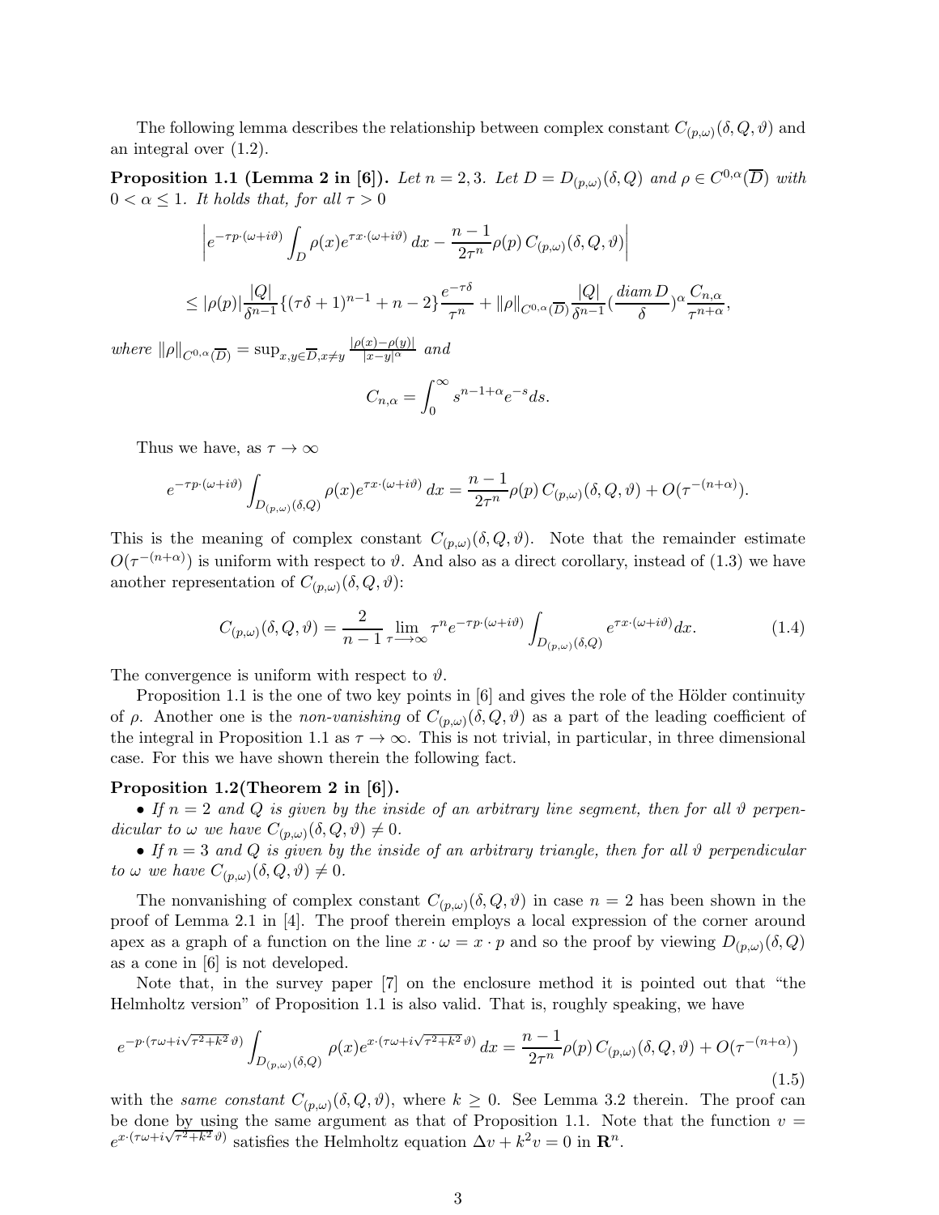The following lemma describes the relationship between complex constant $C_{(p,\omega)}(\delta,Q,\vartheta)$ and an integral over (1.2).

**Proposition 1.1 (Lemma 2 in [6]).** *Let $n=2,3$. Let $D=D_{(p,\omega)}(\delta,Q)$ and $\rho\in C^{0,\alpha}(\overline{D})$ with $0<\alpha\le 1$. It holds that, for all $\tau>0$*

$$\left|e^{-\tau p\cdot(\omega+i\vartheta)}\int_D \rho(x)e^{\tau x\cdot(\omega+i\vartheta)}\,dx-\frac{n-1}{2\tau^n}\rho(p)\,C_{(p,\omega)}(\delta,Q,\vartheta)\right|$$

$$\le|\rho(p)|\frac{|Q|}{\delta^{n-1}}\{(\tau\delta+1)^{n-1}+n-2\}\frac{e^{-\tau\delta}}{\tau^n}+\|\rho\|_{C^{0,\alpha}(\overline{D})}\frac{|Q|}{\delta^{n-1}}\left(\frac{diam\,D}{\delta}\right)^{\alpha}\frac{C_{n,\alpha}}{\tau^{n+\alpha}},$$

*where* $\|\rho\|_{C^{0,\alpha}(\overline{D})}=\sup_{x,y\in\overline{D},x\ne y}\frac{|\rho(x)-\rho(y)|}{|x-y|^{\alpha}}$ *and*

$$C_{n,\alpha}=\int_0^{\infty}s^{n-1+\alpha}e^{-s}ds.$$

Thus we have, as $\tau\to\infty$

$$e^{-\tau p\cdot(\omega+i\vartheta)}\int_{D_{(p,\omega)}(\delta,Q)}\rho(x)e^{\tau x\cdot(\omega+i\vartheta)}\,dx=\frac{n-1}{2\tau^n}\rho(p)\,C_{(p,\omega)}(\delta,Q,\vartheta)+O(\tau^{-(n+\alpha)}).$$

This is the meaning of complex constant $C_{(p,\omega)}(\delta,Q,\vartheta)$. Note that the remainder estimate $O(\tau^{-(n+\alpha)})$ is uniform with respect to $\vartheta$. And also as a direct corollary, instead of (1.3) we have another representation of $C_{(p,\omega)}(\delta,Q,\vartheta)$:

$$C_{(p,\omega)}(\delta,Q,\vartheta)=\frac{2}{n-1}\lim_{\tau\longrightarrow\infty}\tau^n e^{-\tau p\cdot(\omega+i\vartheta)}\int_{D_{(p,\omega)}(\delta,Q)}e^{\tau x\cdot(\omega+i\vartheta)}dx. \tag{1.4}$$

The convergence is uniform with respect to $\vartheta$.

Proposition 1.1 is the one of two key points in [6] and gives the role of the Hölder continuity of $\rho$. Another one is the *non-vanishing* of $C_{(p,\omega)}(\delta,Q,\vartheta)$ as a part of the leading coefficient of the integral in Proposition 1.1 as $\tau\to\infty$. This is not trivial, in particular, in three dimensional case. For this we have shown therein the following fact.

**Proposition 1.2(Theorem 2 in [6]).**

- *If $n=2$ and $Q$ is given by the inside of an arbitrary line segment, then for all $\vartheta$ perpendicular to $\omega$ we have $C_{(p,\omega)}(\delta,Q,\vartheta)\ne 0$.*
- *If $n=3$ and $Q$ is given by the inside of an arbitrary triangle, then for all $\vartheta$ perpendicular to $\omega$ we have $C_{(p,\omega)}(\delta,Q,\vartheta)\ne 0$.*

The nonvanishing of complex constant $C_{(p,\omega)}(\delta,Q,\vartheta)$ in case $n=2$ has been shown in the proof of Lemma 2.1 in [4]. The proof therein employs a local expression of the corner around apex as a graph of a function on the line $x\cdot\omega=x\cdot p$ and so the proof by viewing $D_{(p,\omega)}(\delta,Q)$ as a cone in [6] is not developed.

Note that, in the survey paper [7] on the enclosure method it is pointed out that "the Helmholtz version" of Proposition 1.1 is also valid. That is, roughly speaking, we have

$$e^{-p\cdot(\tau\omega+i\sqrt{\tau^2+k^2}\,\vartheta)}\int_{D_{(p,\omega)}(\delta,Q)}\rho(x)e^{x\cdot(\tau\omega+i\sqrt{\tau^2+k^2}\,\vartheta)}\,dx=\frac{n-1}{2\tau^n}\rho(p)\,C_{(p,\omega)}(\delta,Q,\vartheta)+O(\tau^{-(n+\alpha)}) \tag{1.5}$$

with the *same constant* $C_{(p,\omega)}(\delta,Q,\vartheta)$, where $k\ge 0$. See Lemma 3.2 therein. The proof can be done by using the same argument as that of Proposition 1.1. Note that the function $v=e^{x\cdot(\tau\omega+i\sqrt{\tau^2+k^2}\,\vartheta)}$ satisfies the Helmholtz equation $\Delta v+k^2v=0$ in $\mathbf{R}^n$.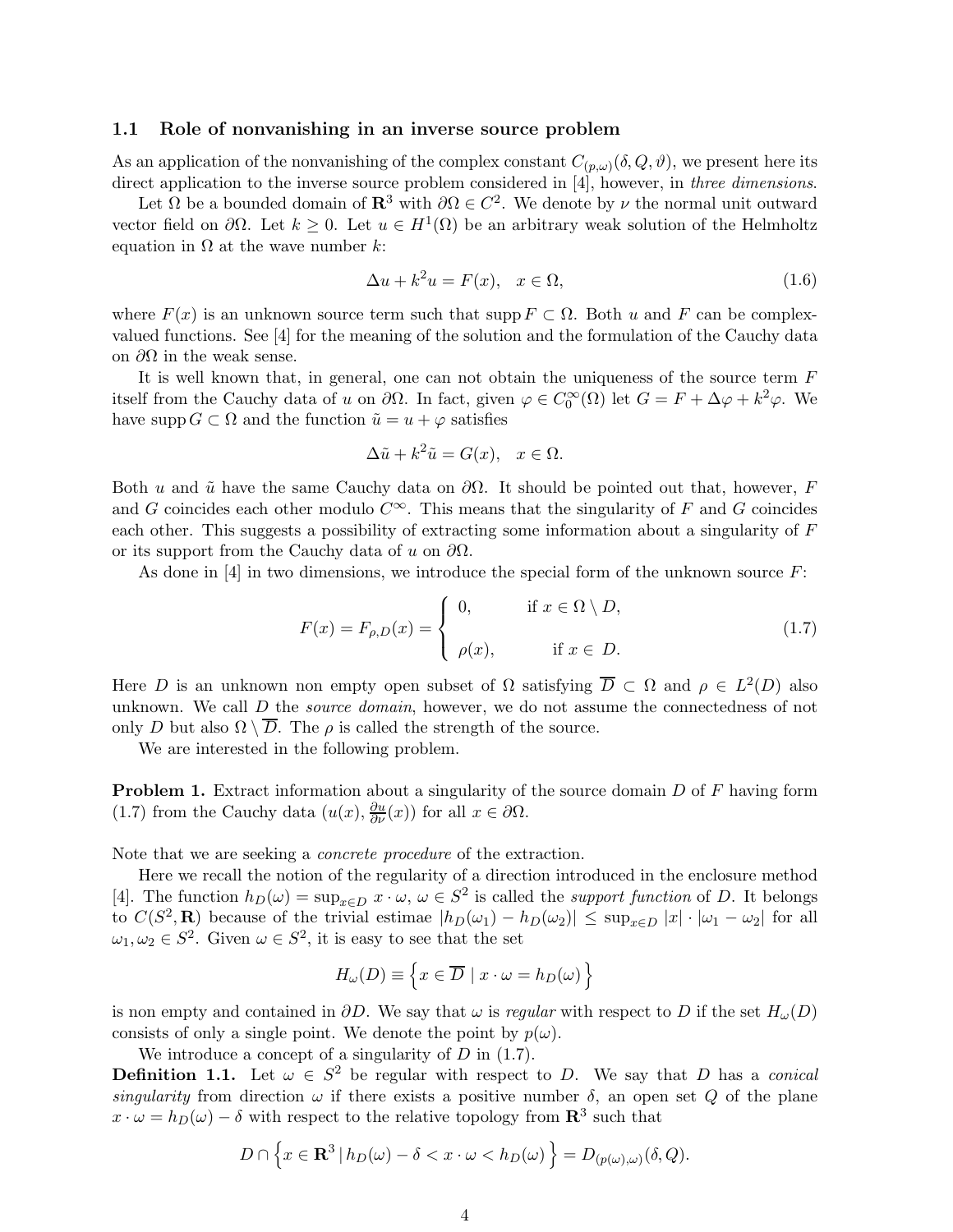### 1.1 Role of nonvanishing in an inverse source problem

As an application of the nonvanishing of the complex constant $C_{(p,\omega)}(\delta, Q, \vartheta)$, we present here its direct application to the inverse source problem considered in [4], however, in *three dimensions*.

Let $\Omega$ be a bounded domain of $\mathbf{R}^3$ with $\partial\Omega \in C^2$. We denote by $\nu$ the normal unit outward vector field on $\partial\Omega$. Let $k \geq 0$. Let $u \in H^1(\Omega)$ be an arbitrary weak solution of the Helmholtz equation in $\Omega$ at the wave number $k$:

$$\Delta u + k^2 u = F(x), \quad x \in \Omega, \tag{1.6}$$

where $F(x)$ is an unknown source term such that $\operatorname{supp} F \subset \Omega$. Both $u$ and $F$ can be complex-valued functions. See [4] for the meaning of the solution and the formulation of the Cauchy data on $\partial\Omega$ in the weak sense.

It is well known that, in general, one can not obtain the uniqueness of the source term $F$ itself from the Cauchy data of $u$ on $\partial\Omega$. In fact, given $\varphi \in C_0^\infty(\Omega)$ let $G = F + \Delta\varphi + k^2\varphi$. We have $\operatorname{supp} G \subset \Omega$ and the function $\tilde{u} = u + \varphi$ satisfies

$$\Delta\tilde{u} + k^2\tilde{u} = G(x), \quad x \in \Omega.$$

Both $u$ and $\tilde{u}$ have the same Cauchy data on $\partial\Omega$. It should be pointed out that, however, $F$ and $G$ coincides each other modulo $C^\infty$. This means that the singularity of $F$ and $G$ coincides each other. This suggests a possibility of extracting some information about a singularity of $F$ or its support from the Cauchy data of $u$ on $\partial\Omega$.

As done in [4] in two dimensions, we introduce the special form of the unknown source $F$:

$$F(x) = F_{\rho,D}(x) = \begin{cases} 0, & \text{if } x \in \Omega \setminus D, \\ \\ \rho(x), & \text{if } x \in D. \end{cases} \tag{1.7}$$

Here $D$ is an unknown non empty open subset of $\Omega$ satisfying $\overline{D} \subset \Omega$ and $\rho \in L^2(D)$ also unknown. We call $D$ the *source domain*, however, we do not assume the connectedness of not only $D$ but also $\Omega \setminus \overline{D}$. The $\rho$ is called the strength of the source.

We are interested in the following problem.

**Problem 1.** Extract information about a singularity of the source domain $D$ of $F$ having form (1.7) from the Cauchy data $(u(x), \frac{\partial u}{\partial\nu}(x))$ for all $x \in \partial\Omega$.

Note that we are seeking a *concrete procedure* of the extraction.

Here we recall the notion of the regularity of a direction introduced in the enclosure method [4]. The function $h_D(\omega) = \sup_{x \in D} x \cdot \omega$, $\omega \in S^2$ is called the *support function* of $D$. It belongs to $C(S^2, \mathbf{R})$ because of the trivial estimae $|h_D(\omega_1) - h_D(\omega_2)| \leq \sup_{x \in D} |x| \cdot |\omega_1 - \omega_2|$ for all $\omega_1, \omega_2 \in S^2$. Given $\omega \in S^2$, it is easy to see that the set

$$H_\omega(D) \equiv \left\{ x \in \overline{D} \mid x \cdot \omega = h_D(\omega) \right\}$$

is non empty and contained in $\partial D$. We say that $\omega$ is *regular* with respect to $D$ if the set $H_\omega(D)$ consists of only a single point. We denote the point by $p(\omega)$.

We introduce a concept of a singularity of $D$ in (1.7).

**Definition 1.1.** Let $\omega \in S^2$ be regular with respect to $D$. We say that $D$ has a *conical singularity* from direction $\omega$ if there exists a positive number $\delta$, an open set $Q$ of the plane $x \cdot \omega = h_D(\omega) - \delta$ with respect to the relative topology from $\mathbf{R}^3$ such that

$$D \cap \left\{ x \in \mathbf{R}^3 \,|\, h_D(\omega) - \delta < x \cdot \omega < h_D(\omega) \right\} = D_{(p(\omega),\omega)}(\delta, Q).$$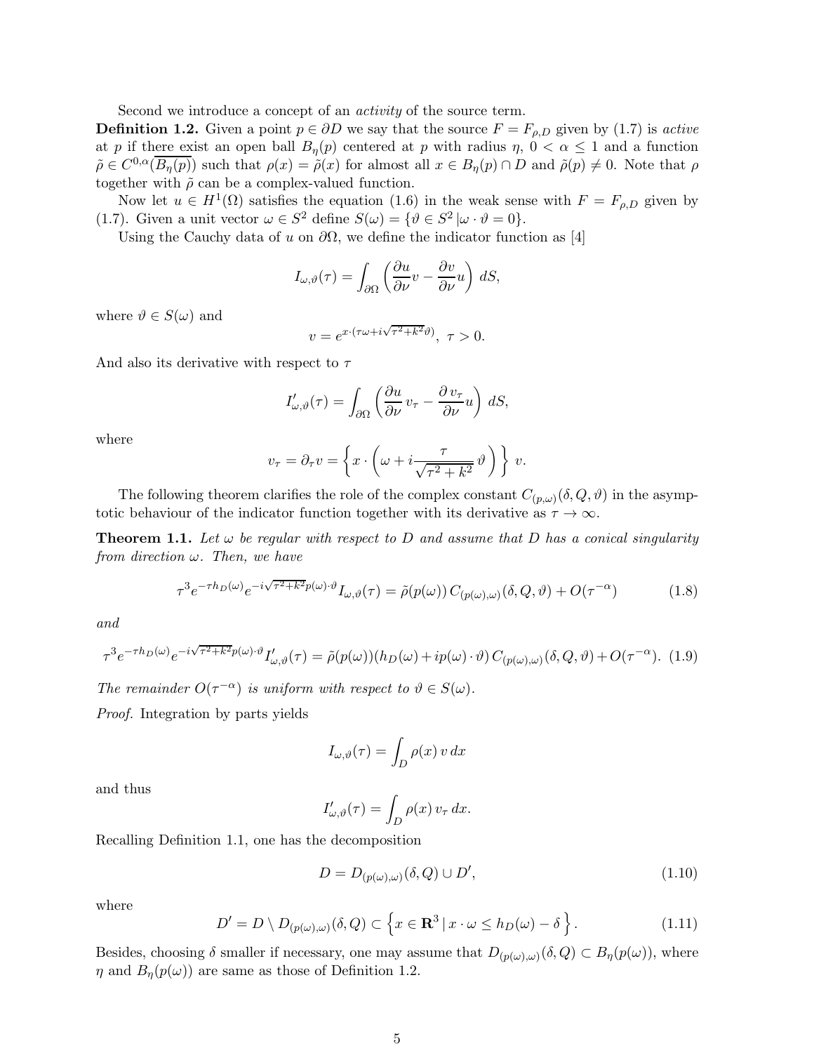Second we introduce a concept of an *activity* of the source term.

**Definition 1.2.** Given a point $p \in \partial D$ we say that the source $F = F_{\rho,D}$ given by (1.7) is *active* at $p$ if there exist an open ball $B_\eta(p)$ centered at $p$ with radius $\eta$, $0 < \alpha \le 1$ and a function $\tilde{\rho} \in C^{0,\alpha}(\overline{B_\eta(p)})$ such that $\rho(x) = \tilde{\rho}(x)$ for almost all $x \in B_\eta(p) \cap D$ and $\tilde{\rho}(p) \neq 0$. Note that $\rho$ together with $\tilde{\rho}$ can be a complex-valued function.

Now let $u \in H^1(\Omega)$ satisfies the equation (1.6) in the weak sense with $F = F_{\rho,D}$ given by (1.7). Given a unit vector $\omega \in S^2$ define $S(\omega) = \{\vartheta \in S^2 \,|\omega \cdot \vartheta = 0\}$.

Using the Cauchy data of $u$ on $\partial\Omega$, we define the indicator function as [4]

$$I_{\omega,\vartheta}(\tau) = \int_{\partial\Omega} \left( \frac{\partial u}{\partial \nu} v - \frac{\partial v}{\partial \nu} u \right) dS,$$

where $\vartheta \in S(\omega)$ and

$$v = e^{x\cdot(\tau\omega + i\sqrt{\tau^2+k^2}\vartheta)},\ \tau > 0.$$

And also its derivative with respect to $\tau$

$$I'_{\omega,\vartheta}(\tau) = \int_{\partial\Omega} \left( \frac{\partial u}{\partial \nu}\, v_\tau - \frac{\partial\, v_\tau}{\partial \nu} u \right) dS,$$

where

$$v_\tau = \partial_\tau v = \left\{ x \cdot \left( \omega + i \frac{\tau}{\sqrt{\tau^2+k^2}}\, \vartheta \right) \right\}\, v.$$

The following theorem clarifies the role of the complex constant $C_{(p,\omega)}(\delta, Q, \vartheta)$ in the asymptotic behaviour of the indicator function together with its derivative as $\tau \to \infty$.

**Theorem 1.1.** *Let $\omega$ be regular with respect to $D$ and assume that $D$ has a conical singularity from direction $\omega$. Then, we have*

$$\tau^3 e^{-\tau h_D(\omega)} e^{-i\sqrt{\tau^2+k^2}p(\omega)\cdot\vartheta} I_{\omega,\vartheta}(\tau) = \tilde{\rho}(p(\omega))\, C_{(p(\omega),\omega)}(\delta, Q, \vartheta) + O(\tau^{-\alpha}) \tag{1.8}$$

*and*

$$\tau^3 e^{-\tau h_D(\omega)} e^{-i\sqrt{\tau^2+k^2}p(\omega)\cdot\vartheta} I'_{\omega,\vartheta}(\tau) = \tilde{\rho}(p(\omega))(h_D(\omega) + ip(\omega)\cdot\vartheta)\, C_{(p(\omega),\omega)}(\delta, Q, \vartheta) + O(\tau^{-\alpha}). \tag{1.9}$$

*The remainder $O(\tau^{-\alpha})$ is uniform with respect to $\vartheta \in S(\omega)$.*

*Proof.* Integration by parts yields

$$I_{\omega,\vartheta}(\tau) = \int_D \rho(x)\, v\, dx$$

and thus

$$I'_{\omega,\vartheta}(\tau) = \int_D \rho(x)\, v_\tau\, dx.$$

Recalling Definition 1.1, one has the decomposition

$$D = D_{(p(\omega),\omega)}(\delta, Q) \cup D', \tag{1.10}$$

where

$$D' = D \setminus D_{(p(\omega),\omega)}(\delta, Q) \subset \left\{ x \in \mathbf{R}^3 \,|\, x\cdot\omega \le h_D(\omega) - \delta \right\}. \tag{1.11}$$

Besides, choosing $\delta$ smaller if necessary, one may assume that $D_{(p(\omega),\omega)}(\delta, Q) \subset B_\eta(p(\omega))$, where $\eta$ and $B_\eta(p(\omega))$ are same as those of Definition 1.2.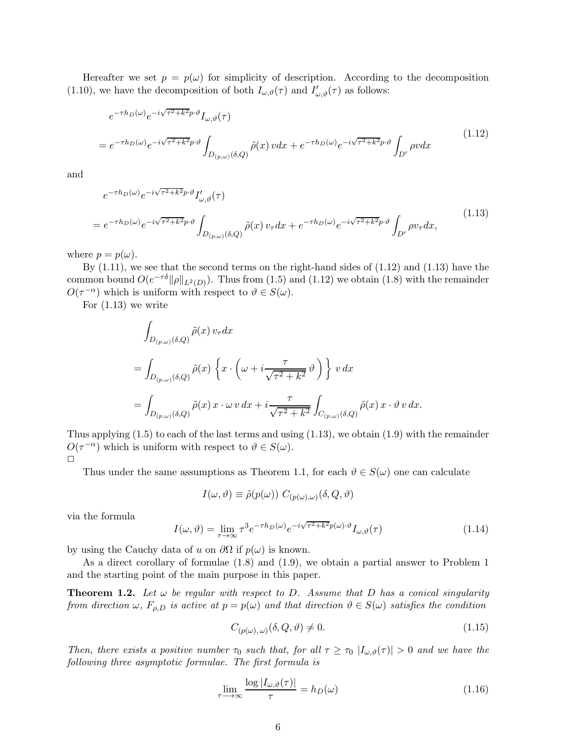Hereafter we set $p = p(\omega)$ for simplicity of description. According to the decomposition (1.10), we have the decomposition of both $I_{\omega,\vartheta}(\tau)$ and $I'_{\omega,\vartheta}(\tau)$ as follows:

$$
\begin{aligned}
&e^{-\tau h_D(\omega)} e^{-i\sqrt{\tau^2+k^2}p\cdot\vartheta} I_{\omega,\vartheta}(\tau)\\
&= e^{-\tau h_D(\omega)} e^{-i\sqrt{\tau^2+k^2}p\cdot\vartheta} \int_{D_{(p,\omega)}(\delta,Q)} \tilde{\rho}(x)\, v dx + e^{-\tau h_D(\omega)} e^{-i\sqrt{\tau^2+k^2}p\cdot\vartheta} \int_{D'} \rho v dx
\end{aligned}
\tag{1.12}
$$

and

$$
\begin{aligned}
&e^{-\tau h_D(\omega)} e^{-i\sqrt{\tau^2+k^2}p\cdot\vartheta} I'_{\omega,\vartheta}(\tau)\\
&= e^{-\tau h_D(\omega)} e^{-i\sqrt{\tau^2+k^2}p\cdot\vartheta} \int_{D_{(p,\omega)}(\delta,Q)} \tilde{\rho}(x)\, v_\tau dx + e^{-\tau h_D(\omega)} e^{-i\sqrt{\tau^2+k^2}p\cdot\vartheta} \int_{D'} \rho v_\tau dx,
\end{aligned}
\tag{1.13}
$$

where $p = p(\omega)$.

By (1.11), we see that the second terms on the right-hand sides of (1.12) and (1.13) have the common bound $O(e^{-\tau\delta}\|\rho\|_{L^2(D)})$. Thus from (1.5) and (1.12) we obtain (1.8) with the remainder $O(\tau^{-\alpha})$ which is uniform with respect to $\vartheta \in S(\omega)$.

For (1.13) we write

$$
\begin{aligned}
&\int_{D_{(p,\omega)}(\delta,Q)} \tilde{\rho}(x)\, v_\tau dx\\
&= \int_{D_{(p,\omega)}(\delta,Q)} \tilde{\rho}(x) \left\{ x \cdot \left( \omega + i\frac{\tau}{\sqrt{\tau^2+k^2}}\,\vartheta \right) \right\} v\, dx\\
&= \int_{D_{(p,\omega)}(\delta,Q)} \tilde{\rho}(x)\, x\cdot\omega\, v\, dx + i\frac{\tau}{\sqrt{\tau^2+k^2}} \int_{C_{(p,\omega)}(\delta,Q)} \tilde{\rho}(x)\, x\cdot\vartheta\, v\, dx.
\end{aligned}
$$

Thus applying (1.5) to each of the last terms and using (1.13), we obtain (1.9) with the remainder $O(\tau^{-\alpha})$ which is uniform with respect to $\vartheta \in S(\omega)$.

$\square$

Thus under the same assumptions as Theorem 1.1, for each $\vartheta \in S(\omega)$ one can calculate

$$
I(\omega,\vartheta) \equiv \tilde{\rho}(p(\omega))\; C_{(p(\omega),\omega)}(\delta, Q, \vartheta)
$$

via the formula

$$
I(\omega,\vartheta) = \lim_{\tau\to\infty} \tau^3 e^{-\tau h_D(\omega)} e^{-i\sqrt{\tau^2+k^2}p(\omega)\cdot\vartheta} I_{\omega,\vartheta}(\tau)
\tag{1.14}
$$

by using the Cauchy data of $u$ on $\partial\Omega$ if $p(\omega)$ is known.

As a direct corollary of formulae (1.8) and (1.9), we obtain a partial answer to Problem 1 and the starting point of the main purpose in this paper.

**Theorem 1.2.** *Let $\omega$ be regular with respect to $D$. Assume that $D$ has a conical singularity from direction $\omega$, $F_{\rho,D}$ is active at $p = p(\omega)$ and that direction $\vartheta \in S(\omega)$ satisfies the condition*

$$
C_{(p(\omega),\omega)}(\delta, Q, \vartheta) \neq 0.
\tag{1.15}
$$

*Then, there exists a positive number $\tau_0$ such that, for all $\tau \geq \tau_0$ $|I_{\omega,\vartheta}(\tau)| > 0$ and we have the following three asymptotic formulae. The first formula is*

$$
\lim_{\tau\longrightarrow\infty} \frac{\log|I_{\omega,\vartheta}(\tau)|}{\tau} = h_D(\omega)
\tag{1.16}
$$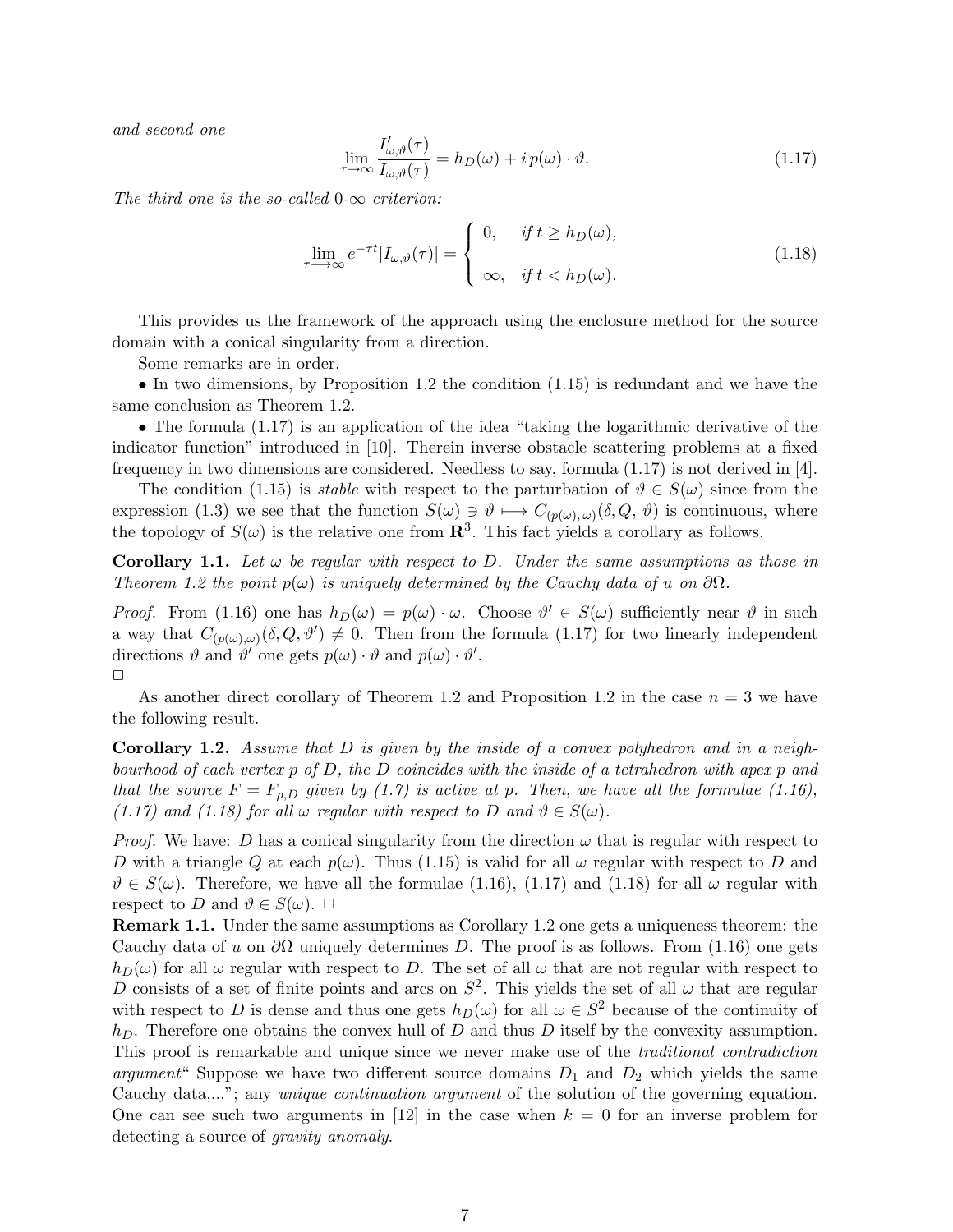*and second one*

$$\lim_{\tau\to\infty}\frac{I'_{\omega,\vartheta}(\tau)}{I_{\omega,\vartheta}(\tau)}=h_D(\omega)+i\,p(\omega)\cdot\vartheta. \tag{1.17}$$

*The third one is the so-called* 0-$\infty$ *criterion:*

$$\lim_{\tau\longrightarrow\infty}e^{-\tau t}|I_{\omega,\vartheta}(\tau)|=\left\{\begin{array}{ll}0, & \text{if } t\ge h_D(\omega),\\ \\ \infty, & \text{if } t<h_D(\omega).\end{array}\right. \tag{1.18}$$

This provides us the framework of the approach using the enclosure method for the source domain with a conical singularity from a direction.

Some remarks are in order.

• In two dimensions, by Proposition 1.2 the condition (1.15) is redundant and we have the same conclusion as Theorem 1.2.

• The formula (1.17) is an application of the idea "taking the logarithmic derivative of the indicator function" introduced in [10]. Therein inverse obstacle scattering problems at a fixed frequency in two dimensions are considered. Needless to say, formula (1.17) is not derived in [4].

The condition (1.15) is *stable* with respect to the parturbation of $\vartheta\in S(\omega)$ since from the expression (1.3) we see that the function $S(\omega)\ni\vartheta\longmapsto C_{(p(\omega),\omega)}(\delta,Q,\vartheta)$ is continuous, where the topology of $S(\omega)$ is the relative one from $\mathbf{R}^3$. This fact yields a corollary as follows.

**Corollary 1.1.** *Let $\omega$ be regular with respect to $D$. Under the same assumptions as those in Theorem 1.2 the point $p(\omega)$ is uniquely determined by the Cauchy data of $u$ on $\partial\Omega$.*

*Proof.* From (1.16) one has $h_D(\omega)=p(\omega)\cdot\omega$. Choose $\vartheta'\in S(\omega)$ sufficiently near $\vartheta$ in such a way that $C_{(p(\omega),\omega)}(\delta,Q,\vartheta')\ne 0$. Then from the formula (1.17) for two linearly independent directions $\vartheta$ and $\vartheta'$ one gets $p(\omega)\cdot\vartheta$ and $p(\omega)\cdot\vartheta'$.
□

As another direct corollary of Theorem 1.2 and Proposition 1.2 in the case $n=3$ we have the following result.

**Corollary 1.2.** *Assume that $D$ is given by the inside of a convex polyhedron and in a neighbourhood of each vertex $p$ of $D$, the $D$ coincides with the inside of a tetrahedron with apex $p$ and that the source $F=F_{\rho,D}$ given by (1.7) is active at $p$. Then, we have all the formulae (1.16), (1.17) and (1.18) for all $\omega$ regular with respect to $D$ and $\vartheta\in S(\omega)$.*

*Proof.* We have: $D$ has a conical singularity from the direction $\omega$ that is regular with respect to $D$ with a triangle $Q$ at each $p(\omega)$. Thus (1.15) is valid for all $\omega$ regular with respect to $D$ and $\vartheta\in S(\omega)$. Therefore, we have all the formulae (1.16), (1.17) and (1.18) for all $\omega$ regular with respect to $D$ and $\vartheta\in S(\omega)$. □

**Remark 1.1.** Under the same assumptions as Corollary 1.2 one gets a uniqueness theorem: the Cauchy data of $u$ on $\partial\Omega$ uniquely determines $D$. The proof is as follows. From (1.16) one gets $h_D(\omega)$ for all $\omega$ regular with respect to $D$. The set of all $\omega$ that are not regular with respect to $D$ consists of a set of finite points and arcs on $S^2$. This yields the set of all $\omega$ that are regular with respect to $D$ is dense and thus one gets $h_D(\omega)$ for all $\omega\in S^2$ because of the continuity of $h_D$. Therefore one obtains the convex hull of $D$ and thus $D$ itself by the convexity assumption. This proof is remarkable and unique since we never make use of the *traditional contradiction argument*" Suppose we have two different source domains $D_1$ and $D_2$ which yields the same Cauchy data,..."; any *unique continuation argument* of the solution of the governing equation. One can see such two arguments in [12] in the case when $k=0$ for an inverse problem for detecting a source of *gravity anomaly*.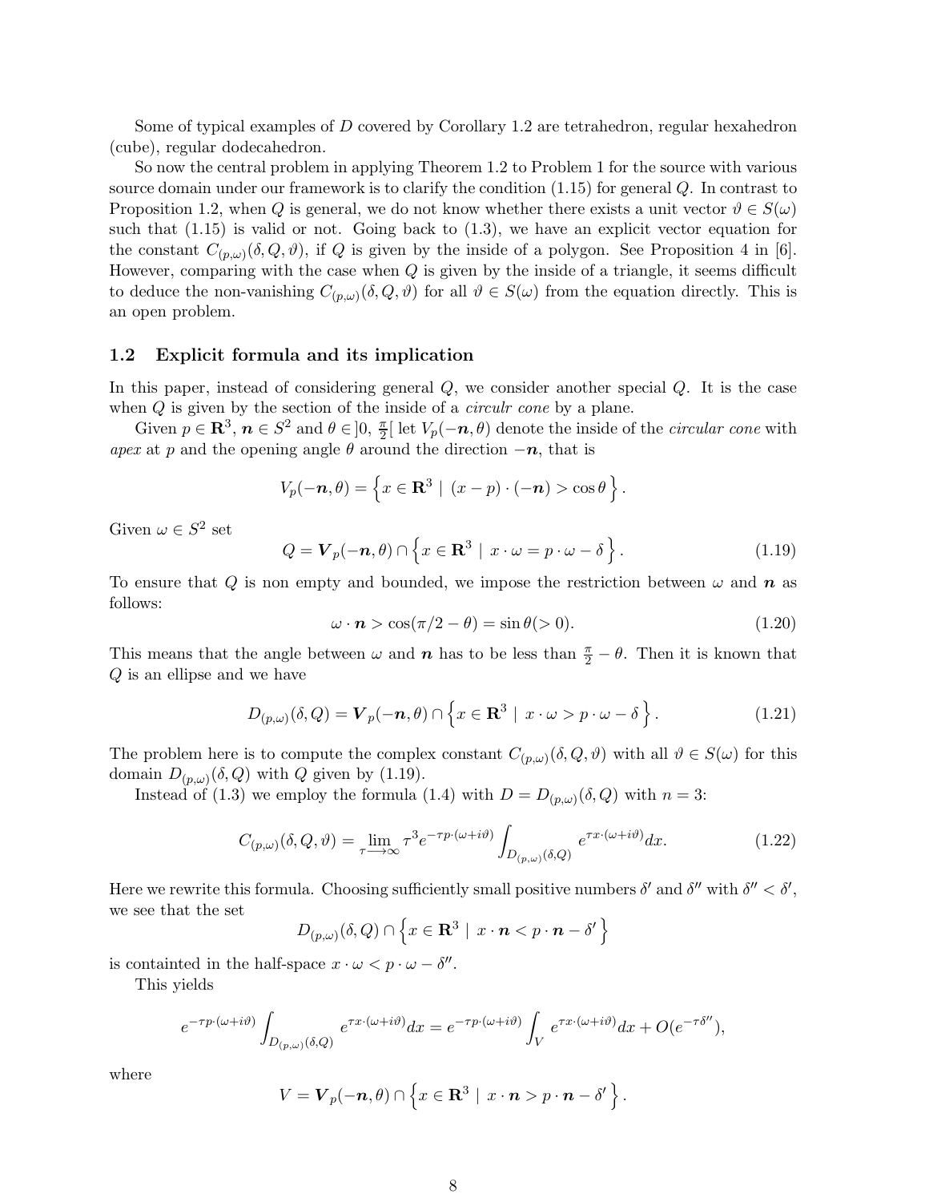Some of typical examples of $D$ covered by Corollary 1.2 are tetrahedron, regular hexahedron (cube), regular dodecahedron.

So now the central problem in applying Theorem 1.2 to Problem 1 for the source with various source domain under our framework is to clarify the condition (1.15) for general $Q$. In contrast to Proposition 1.2, when $Q$ is general, we do not know whether there exists a unit vector $\vartheta \in S(\omega)$ such that (1.15) is valid or not. Going back to (1.3), we have an explicit vector equation for the constant $C_{(p,\omega)}(\delta, Q, \vartheta)$, if $Q$ is given by the inside of a polygon. See Proposition 4 in [6]. However, comparing with the case when $Q$ is given by the inside of a triangle, it seems difficult to deduce the non-vanishing $C_{(p,\omega)}(\delta, Q, \vartheta)$ for all $\vartheta \in S(\omega)$ from the equation directly. This is an open problem.

### 1.2 Explicit formula and its implication

In this paper, instead of considering general $Q$, we consider another special $Q$. It is the case when $Q$ is given by the section of the inside of a *circulr cone* by a plane.

Given $p \in \mathbf{R}^3$, $\boldsymbol{n} \in S^2$ and $\theta \in ]0, \frac{\pi}{2}[$ let $V_p(-\boldsymbol{n}, \theta)$ denote the inside of the *circular cone* with *apex* at $p$ and the opening angle $\theta$ around the direction $-\boldsymbol{n}$, that is

$$V_p(-\boldsymbol{n}, \theta) = \left\{ x \in \mathbf{R}^3 \mid (x - p) \cdot (-\boldsymbol{n}) > \cos\theta \right\}.$$

Given $\omega \in S^2$ set

$$Q = \boldsymbol{V}_p(-\boldsymbol{n}, \theta) \cap \left\{ x \in \mathbf{R}^3 \mid x \cdot \omega = p \cdot \omega - \delta \right\}. \tag{1.19}$$

To ensure that $Q$ is non empty and bounded, we impose the restriction between $\omega$ and $\boldsymbol{n}$ as follows:

$$\omega \cdot \boldsymbol{n} > \cos(\pi/2 - \theta) = \sin\theta (> 0). \tag{1.20}$$

This means that the angle between $\omega$ and $\boldsymbol{n}$ has to be less than $\frac{\pi}{2} - \theta$. Then it is known that $Q$ is an ellipse and we have

$$D_{(p,\omega)}(\delta, Q) = \boldsymbol{V}_p(-\boldsymbol{n}, \theta) \cap \left\{ x \in \mathbf{R}^3 \mid x \cdot \omega > p \cdot \omega - \delta \right\}. \tag{1.21}$$

The problem here is to compute the complex constant $C_{(p,\omega)}(\delta, Q, \vartheta)$ with all $\vartheta \in S(\omega)$ for this domain $D_{(p,\omega)}(\delta, Q)$ with $Q$ given by (1.19).

Instead of (1.3) we employ the formula (1.4) with $D = D_{(p,\omega)}(\delta, Q)$ with $n = 3$:

$$C_{(p,\omega)}(\delta, Q, \vartheta) = \lim_{\tau \longrightarrow \infty} \tau^3 e^{-\tau p \cdot (\omega + i\vartheta)} \int_{D_{(p,\omega)}(\delta, Q)} e^{\tau x \cdot (\omega + i\vartheta)} dx. \tag{1.22}$$

Here we rewrite this formula. Choosing sufficiently small positive numbers $\delta'$ and $\delta''$ with $\delta'' < \delta'$, we see that the set

$$D_{(p,\omega)}(\delta, Q) \cap \left\{ x \in \mathbf{R}^3 \mid x \cdot \boldsymbol{n} < p \cdot \boldsymbol{n} - \delta' \right\}$$

is containted in the half-space $x \cdot \omega < p \cdot \omega - \delta''$.

This yields

$$e^{-\tau p \cdot (\omega + i\vartheta)} \int_{D_{(p,\omega)}(\delta, Q)} e^{\tau x \cdot (\omega + i\vartheta)} dx = e^{-\tau p \cdot (\omega + i\vartheta)} \int_V e^{\tau x \cdot (\omega + i\vartheta)} dx + O(e^{-\tau \delta''}),$$

where

$$V = \boldsymbol{V}_p(-\boldsymbol{n}, \theta) \cap \left\{ x \in \mathbf{R}^3 \mid x \cdot \boldsymbol{n} > p \cdot \boldsymbol{n} - \delta' \right\}.$$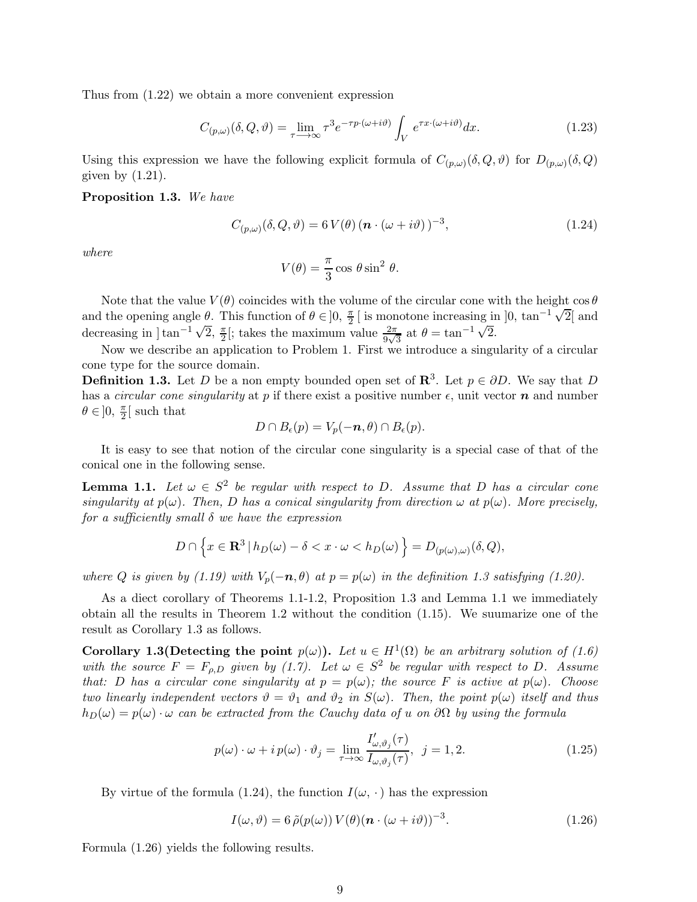Thus from (1.22) we obtain a more convenient expression

$$C_{(p,\omega)}(\delta, Q, \vartheta) = \lim_{\tau \longrightarrow \infty} \tau^3 e^{-\tau p\cdot(\omega+i\vartheta)} \int_V e^{\tau x\cdot(\omega+i\vartheta)} dx. \tag{1.23}$$

Using this expression we have the following explicit formula of $C_{(p,\omega)}(\delta, Q, \vartheta)$ for $D_{(p,\omega)}(\delta, Q)$ given by (1.21).

**Proposition 1.3.** *We have*

$$C_{(p,\omega)}(\delta, Q, \vartheta) = 6\, V(\theta)\, (\boldsymbol{n}\cdot(\omega + i\vartheta)\,)^{-3}, \tag{1.24}$$

*where*

$$V(\theta) = \frac{\pi}{3}\cos\,\theta \sin^2\,\theta.$$

Note that the value $V(\theta)$ coincides with the volume of the circular cone with the height $\cos\theta$ and the opening angle $\theta$. This function of $\theta \in ]0,\,\frac{\pi}{2}[$ is monotone increasing in $]0,\,\tan^{-1}\sqrt{2}[$ and decreasing in $]\tan^{-1}\sqrt{2},\,\frac{\pi}{2}[$; takes the maximum value $\frac{2\pi}{9\sqrt{3}}$ at $\theta = \tan^{-1}\sqrt{2}$.

Now we describe an application to Problem 1. First we introduce a singularity of a circular cone type for the source domain.

**Definition 1.3.** Let $D$ be a non empty bounded open set of $\mathbf{R}^3$. Let $p \in \partial D$. We say that $D$ has a *circular cone singularity* at $p$ if there exist a positive number $\epsilon$, unit vector $\boldsymbol{n}$ and number $\theta \in ]0,\,\frac{\pi}{2}[$ such that

$$D \cap B_\epsilon(p) = V_p(-\boldsymbol{n}, \theta) \cap B_\epsilon(p).$$

It is easy to see that notion of the circular cone singularity is a special case of that of the conical one in the following sense.

**Lemma 1.1.** *Let $\omega \in S^2$ be regular with respect to $D$. Assume that $D$ has a circular cone singularity at $p(\omega)$. Then, $D$ has a conical singularity from direction $\omega$ at $p(\omega)$. More precisely, for a sufficiently small $\delta$ we have the expression*

$$D \cap \left\{ x \in \mathbf{R}^3 \,|\, h_D(\omega) - \delta < x\cdot\omega < h_D(\omega) \right\} = D_{(p(\omega),\omega)}(\delta, Q),$$

*where $Q$ is given by (1.19) with $V_p(-\boldsymbol{n}, \theta)$ at $p = p(\omega)$ in the definition 1.3 satisfying (1.20).*

As a diect corollary of Theorems 1.1-1.2, Proposition 1.3 and Lemma 1.1 we immediately obtain all the results in Theorem 1.2 without the condition (1.15). We suumarize one of the result as Corollary 1.3 as follows.

**Corollary 1.3(Detecting the point $p(\omega)$).** *Let $u \in H^1(\Omega)$ be an arbitrary solution of (1.6) with the source $F = F_{\rho,D}$ given by (1.7). Let $\omega \in S^2$ be regular with respect to $D$. Assume that: $D$ has a circular cone singularity at $p = p(\omega)$; the source $F$ is active at $p(\omega)$. Choose two linearly independent vectors $\vartheta = \vartheta_1$ and $\vartheta_2$ in $S(\omega)$. Then, the point $p(\omega)$ itself and thus $h_D(\omega) = p(\omega)\cdot\omega$ can be extracted from the Cauchy data of $u$ on $\partial\Omega$ by using the formula*

$$p(\omega)\cdot\omega + i\, p(\omega)\cdot\vartheta_j = \lim_{\tau\to\infty} \frac{I'_{\omega,\vartheta_j}(\tau)}{I_{\omega,\vartheta_j}(\tau)},\ \ j = 1, 2. \tag{1.25}$$

By virtue of the formula (1.24), the function $I(\omega,\,\cdot\,)$ has the expression

$$I(\omega, \vartheta) = 6\,\tilde{\rho}(p(\omega))\, V(\theta) (\boldsymbol{n}\cdot(\omega + i\vartheta))^{-3}. \tag{1.26}$$

Formula (1.26) yields the following results.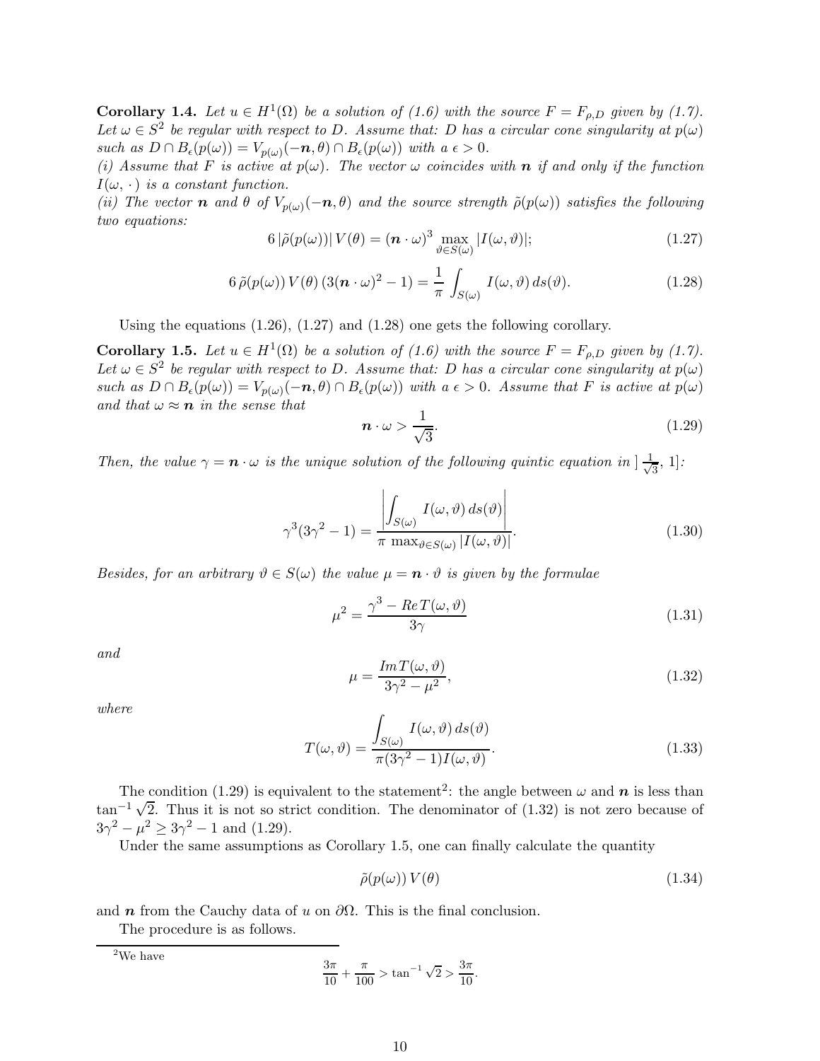**Corollary 1.4.** *Let $u \in H^1(\Omega)$ be a solution of (1.6) with the source $F = F_{\rho,D}$ given by (1.7). Let $\omega \in S^2$ be regular with respect to $D$. Assume that: $D$ has a circular cone singularity at $p(\omega)$ such as $D \cap B_\epsilon(p(\omega)) = V_{p(\omega)}(-\boldsymbol{n}, \theta) \cap B_\epsilon(p(\omega))$ with a $\epsilon > 0$.*

*(i) Assume that $F$ is active at $p(\omega)$. The vector $\omega$ coincides with $\boldsymbol{n}$ if and only if the function $I(\omega, \cdot\,)$ is a constant function.*

*(ii) The vector $\boldsymbol{n}$ and $\theta$ of $V_{p(\omega)}(-\boldsymbol{n}, \theta)$ and the source strength $\tilde{\rho}(p(\omega))$ satisfies the following two equations:*

$$6\,|\tilde{\rho}(p(\omega))|\,V(\theta) = (\boldsymbol{n}\cdot\omega)^3 \max_{\vartheta \in S(\omega)} |I(\omega, \vartheta)|; \tag{1.27}$$

$$6\,\tilde{\rho}(p(\omega))\,V(\theta)\,(3(\boldsymbol{n}\cdot\omega)^2 - 1) = \frac{1}{\pi}\int_{S(\omega)} I(\omega, \vartheta)\,ds(\vartheta). \tag{1.28}$$

Using the equations (1.26), (1.27) and (1.28) one gets the following corollary.

**Corollary 1.5.** *Let $u \in H^1(\Omega)$ be a solution of (1.6) with the source $F = F_{\rho,D}$ given by (1.7). Let $\omega \in S^2$ be regular with respect to $D$. Assume that: $D$ has a circular cone singularity at $p(\omega)$ such as $D \cap B_\epsilon(p(\omega)) = V_{p(\omega)}(-\boldsymbol{n}, \theta) \cap B_\epsilon(p(\omega))$ with a $\epsilon > 0$. Assume that $F$ is active at $p(\omega)$ and that $\omega \approx \boldsymbol{n}$ in the sense that*

$$\boldsymbol{n}\cdot\omega > \frac{1}{\sqrt{3}}. \tag{1.29}$$

*Then, the value $\gamma = \boldsymbol{n}\cdot\omega$ is the unique solution of the following quintic equation in $]\,\frac{1}{\sqrt{3}},\,1]$:*

$$\gamma^3(3\gamma^2 - 1) = \frac{\left|\displaystyle\int_{S(\omega)} I(\omega, \vartheta)\,ds(\vartheta)\right|}{\pi\,\max_{\vartheta \in S(\omega)} |I(\omega, \vartheta)|}. \tag{1.30}$$

*Besides, for an arbitrary $\vartheta \in S(\omega)$ the value $\mu = \boldsymbol{n}\cdot\vartheta$ is given by the formulae*

$$\mu^2 = \frac{\gamma^3 - Re\,T(\omega, \vartheta)}{3\gamma} \tag{1.31}$$

*and*

$$\mu = \frac{Im\,T(\omega, \vartheta)}{3\gamma^2 - \mu^2}, \tag{1.32}$$

*where*

$$T(\omega, \vartheta) = \frac{\displaystyle\int_{S(\omega)} I(\omega, \vartheta)\,ds(\vartheta)}{\pi(3\gamma^2 - 1)I(\omega, \vartheta)}. \tag{1.33}$$

The condition (1.29) is equivalent to the statement[2]: the angle between $\omega$ and $\boldsymbol{n}$ is less than $\tan^{-1}\sqrt{2}$. Thus it is not so strict condition. The denominator of (1.32) is not zero because of $3\gamma^2 - \mu^2 \geq 3\gamma^2 - 1$ and (1.29).

Under the same assumptions as Corollary 1.5, one can finally calculate the quantity

$$\tilde{\rho}(p(\omega))\,V(\theta) \tag{1.34}$$

and $\boldsymbol{n}$ from the Cauchy data of $u$ on $\partial\Omega$. This is the final conclusion.

The procedure is as follows.

---

[2] We have

$$\frac{3\pi}{10} + \frac{\pi}{100} > \tan^{-1}\sqrt{2} > \frac{3\pi}{10}.$$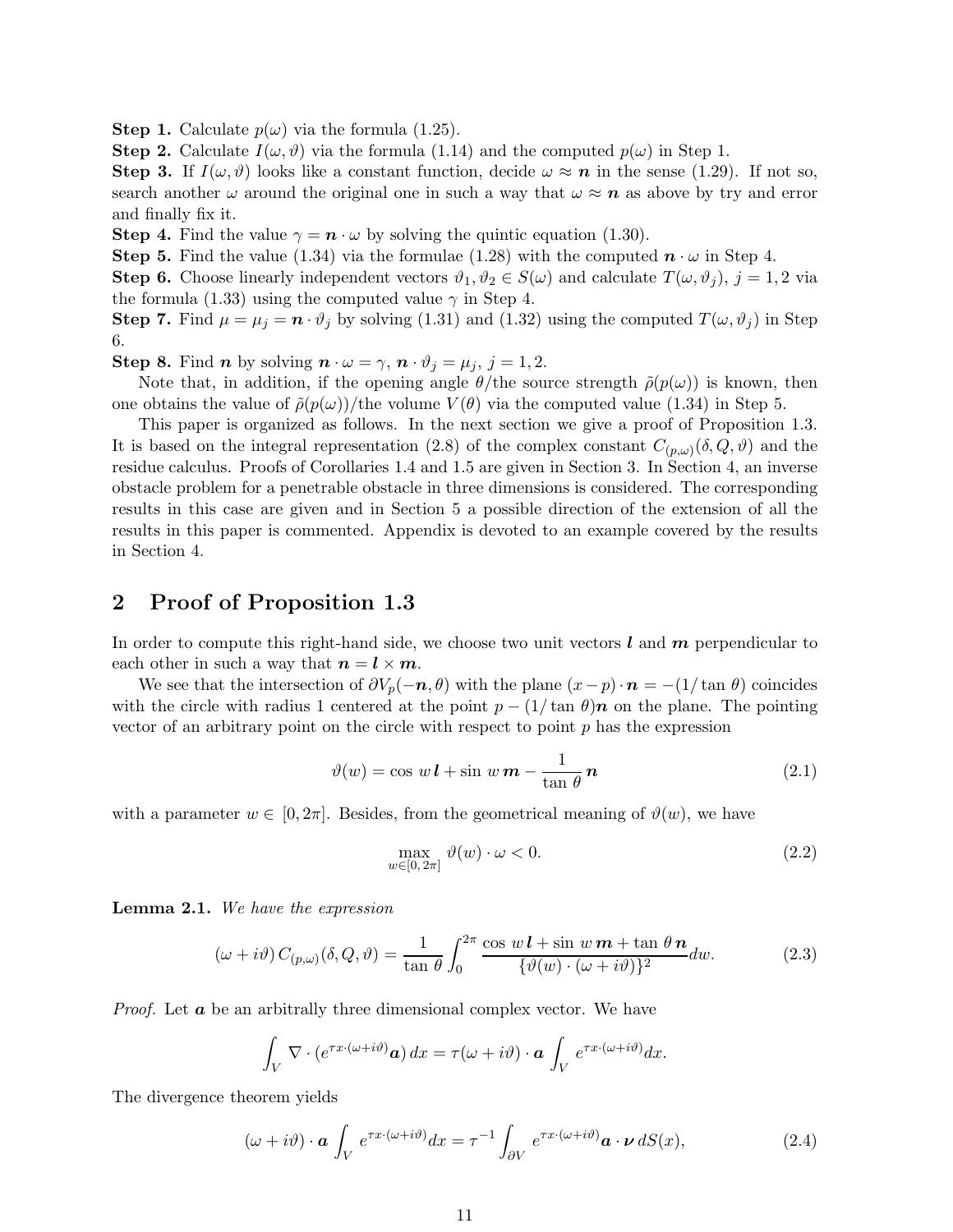**Step 1.** Calculate $p(\omega)$ via the formula (1.25).

**Step 2.** Calculate $I(\omega, \vartheta)$ via the formula (1.14) and the computed $p(\omega)$ in Step 1.

**Step 3.** If $I(\omega, \vartheta)$ looks like a constant function, decide $\omega \approx \boldsymbol{n}$ in the sense (1.29). If not so, search another $\omega$ around the original one in such a way that $\omega \approx \boldsymbol{n}$ as above by try and error and finally fix it.

**Step 4.** Find the value $\gamma = \boldsymbol{n} \cdot \omega$ by solving the quintic equation (1.30).

**Step 5.** Find the value (1.34) via the formulae (1.28) with the computed $\boldsymbol{n} \cdot \omega$ in Step 4.

**Step 6.** Choose linearly independent vectors $\vartheta_1, \vartheta_2 \in S(\omega)$ and calculate $T(\omega, \vartheta_j)$, $j = 1, 2$ via the formula (1.33) using the computed value $\gamma$ in Step 4.

**Step 7.** Find $\mu = \mu_j = \boldsymbol{n} \cdot \vartheta_j$ by solving (1.31) and (1.32) using the computed $T(\omega, \vartheta_j)$ in Step 6.

**Step 8.** Find $\boldsymbol{n}$ by solving $\boldsymbol{n} \cdot \omega = \gamma$, $\boldsymbol{n} \cdot \vartheta_j = \mu_j$, $j = 1, 2$.

Note that, in addition, if the opening angle $\theta$/the source strength $\tilde{\rho}(p(\omega))$ is known, then one obtains the value of $\tilde{\rho}(p(\omega))$/the volume $V(\theta)$ via the computed value (1.34) in Step 5.

This paper is organized as follows. In the next section we give a proof of Proposition 1.3. It is based on the integral representation (2.8) of the complex constant $C_{(p,\omega)}(\delta, Q, \vartheta)$ and the residue calculus. Proofs of Corollaries 1.4 and 1.5 are given in Section 3. In Section 4, an inverse obstacle problem for a penetrable obstacle in three dimensions is considered. The corresponding results in this case are given and in Section 5 a possible direction of the extension of all the results in this paper is commented. Appendix is devoted to an example covered by the results in Section 4.

## 2 Proof of Proposition 1.3

In order to compute this right-hand side, we choose two unit vectors $\boldsymbol{l}$ and $\boldsymbol{m}$ perpendicular to each other in such a way that $\boldsymbol{n} = \boldsymbol{l} \times \boldsymbol{m}$.

We see that the intersection of $\partial V_p(-\boldsymbol{n}, \theta)$ with the plane $(x - p) \cdot \boldsymbol{n} = -(1/\tan \theta)$ coincides with the circle with radius 1 centered at the point $p - (1/\tan \theta)\boldsymbol{n}$ on the plane. The pointing vector of an arbitrary point on the circle with respect to point $p$ has the expression

$$\vartheta(w) = \cos w \, \boldsymbol{l} + \sin w \, \boldsymbol{m} - \frac{1}{\tan \theta} \, \boldsymbol{n} \tag{2.1}$$

with a parameter $w \in [0, 2\pi]$. Besides, from the geometrical meaning of $\vartheta(w)$, we have

$$\max_{w \in [0, 2\pi]} \vartheta(w) \cdot \omega < 0. \tag{2.2}$$

**Lemma 2.1.** *We have the expression*

$$(\omega + i\vartheta) \, C_{(p,\omega)}(\delta, Q, \vartheta) = \frac{1}{\tan \theta} \int_0^{2\pi} \frac{\cos w \, \boldsymbol{l} + \sin w \, \boldsymbol{m} + \tan \theta \, \boldsymbol{n}}{\{\vartheta(w) \cdot (\omega + i\vartheta)\}^2} dw. \tag{2.3}$$

*Proof.* Let $\boldsymbol{a}$ be an arbitrally three dimensional complex vector. We have

$$\int_V \nabla \cdot (e^{\tau x \cdot (\omega + i\vartheta)} \boldsymbol{a}) \, dx = \tau(\omega + i\vartheta) \cdot \boldsymbol{a} \int_V e^{\tau x \cdot (\omega + i\vartheta)} dx.$$

The divergence theorem yields

$$(\omega + i\vartheta) \cdot \boldsymbol{a} \int_V e^{\tau x \cdot (\omega + i\vartheta)} dx = \tau^{-1} \int_{\partial V} e^{\tau x \cdot (\omega + i\vartheta)} \boldsymbol{a} \cdot \boldsymbol{\nu} \, dS(x), \tag{2.4}$$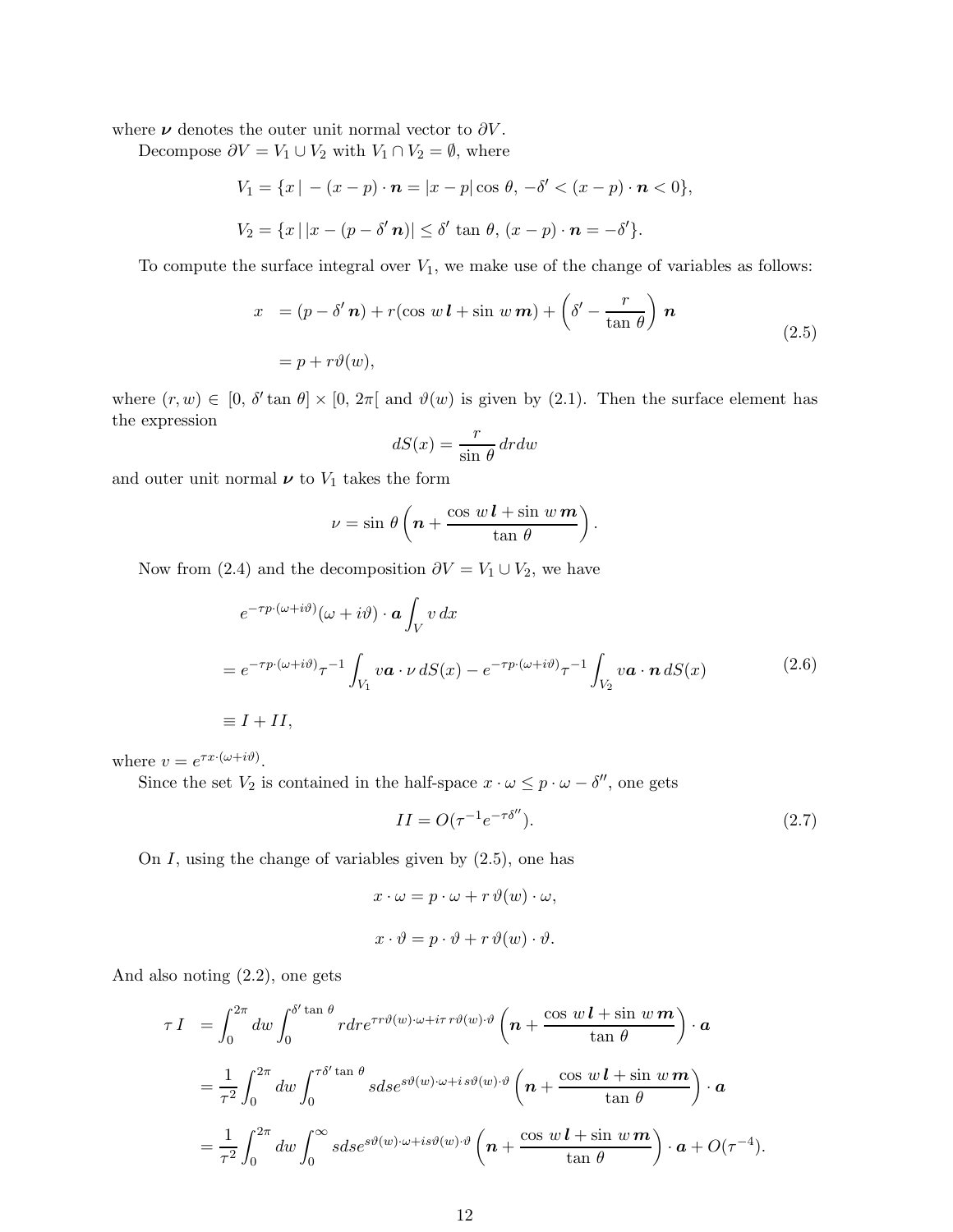where $\boldsymbol{\nu}$ denotes the outer unit normal vector to $\partial V$.

Decompose $\partial V = V_1 \cup V_2$ with $V_1 \cap V_2 = \emptyset$, where

$$V_1 = \{x \,|\, -(x-p)\cdot \boldsymbol{n} = |x-p|\cos\,\theta,\; -\delta' < (x-p)\cdot\boldsymbol{n} < 0\},$$

$$V_2 = \{x \,|\, |x-(p-\delta'\,\boldsymbol{n})| \le \delta'\,\tan\,\theta,\; (x-p)\cdot\boldsymbol{n} = -\delta'\}.$$

To compute the surface integral over $V_1$, we make use of the change of variables as follows:

$$\begin{aligned} x &= (p-\delta'\,\boldsymbol{n}) + r(\cos\,w\,\boldsymbol{l} + \sin\,w\,\boldsymbol{m}) + \left(\delta' - \frac{r}{\tan\,\theta}\right)\boldsymbol{n} \\ &= p + r\vartheta(w), \end{aligned} \tag{2.5}$$

where $(r,w) \in [0,\,\delta'\tan\,\theta] \times [0,\,2\pi[$ and $\vartheta(w)$ is given by (2.1). Then the surface element has the expression

$$dS(x) = \frac{r}{\sin\,\theta}\,drdw$$

and outer unit normal $\boldsymbol{\nu}$ to $V_1$ takes the form

$$\nu = \sin\,\theta\left(\boldsymbol{n} + \frac{\cos\,w\,\boldsymbol{l} + \sin\,w\,\boldsymbol{m}}{\tan\,\theta}\right).$$

Now from (2.4) and the decomposition $\partial V = V_1 \cup V_2$, we have

$$\begin{aligned} &e^{-\tau p\cdot(\omega+i\vartheta)}(\omega+i\vartheta)\cdot\boldsymbol{a}\int_V v\,dx \\ &= e^{-\tau p\cdot(\omega+i\vartheta)}\tau^{-1}\int_{V_1} v\boldsymbol{a}\cdot\nu\,dS(x) - e^{-\tau p\cdot(\omega+i\vartheta)}\tau^{-1}\int_{V_2} v\boldsymbol{a}\cdot\boldsymbol{n}\,dS(x) \\ &\equiv I + II, \end{aligned} \tag{2.6}$$

where $v = e^{\tau x\cdot(\omega+i\vartheta)}$.

Since the set $V_2$ is contained in the half-space $x\cdot\omega \le p\cdot\omega - \delta''$, one gets

$$II = O(\tau^{-1}e^{-\tau\delta''}). \tag{2.7}$$

On $I$, using the change of variables given by (2.5), one has

$$x\cdot\omega = p\cdot\omega + r\,\vartheta(w)\cdot\omega,$$

$$x\cdot\vartheta = p\cdot\vartheta + r\,\vartheta(w)\cdot\vartheta.$$

And also noting (2.2), one gets

$$\begin{aligned} \tau\,I &= \int_0^{2\pi} dw \int_0^{\delta'\tan\,\theta} rdre^{\tau r\vartheta(w)\cdot\omega + i\tau\,r\vartheta(w)\cdot\vartheta}\left(\boldsymbol{n} + \frac{\cos\,w\,\boldsymbol{l} + \sin\,w\,\boldsymbol{m}}{\tan\,\theta}\right)\cdot\boldsymbol{a} \\ &= \frac{1}{\tau^2}\int_0^{2\pi} dw \int_0^{\tau\delta'\tan\,\theta} sdse^{s\vartheta(w)\cdot\omega + i\,s\vartheta(w)\cdot\vartheta}\left(\boldsymbol{n} + \frac{\cos\,w\,\boldsymbol{l} + \sin\,w\,\boldsymbol{m}}{\tan\,\theta}\right)\cdot\boldsymbol{a} \\ &= \frac{1}{\tau^2}\int_0^{2\pi} dw \int_0^{\infty} sdse^{s\vartheta(w)\cdot\omega + is\vartheta(w)\cdot\vartheta}\left(\boldsymbol{n} + \frac{\cos\,w\,\boldsymbol{l} + \sin\,w\,\boldsymbol{m}}{\tan\,\theta}\right)\cdot\boldsymbol{a} + O(\tau^{-4}). \end{aligned}$$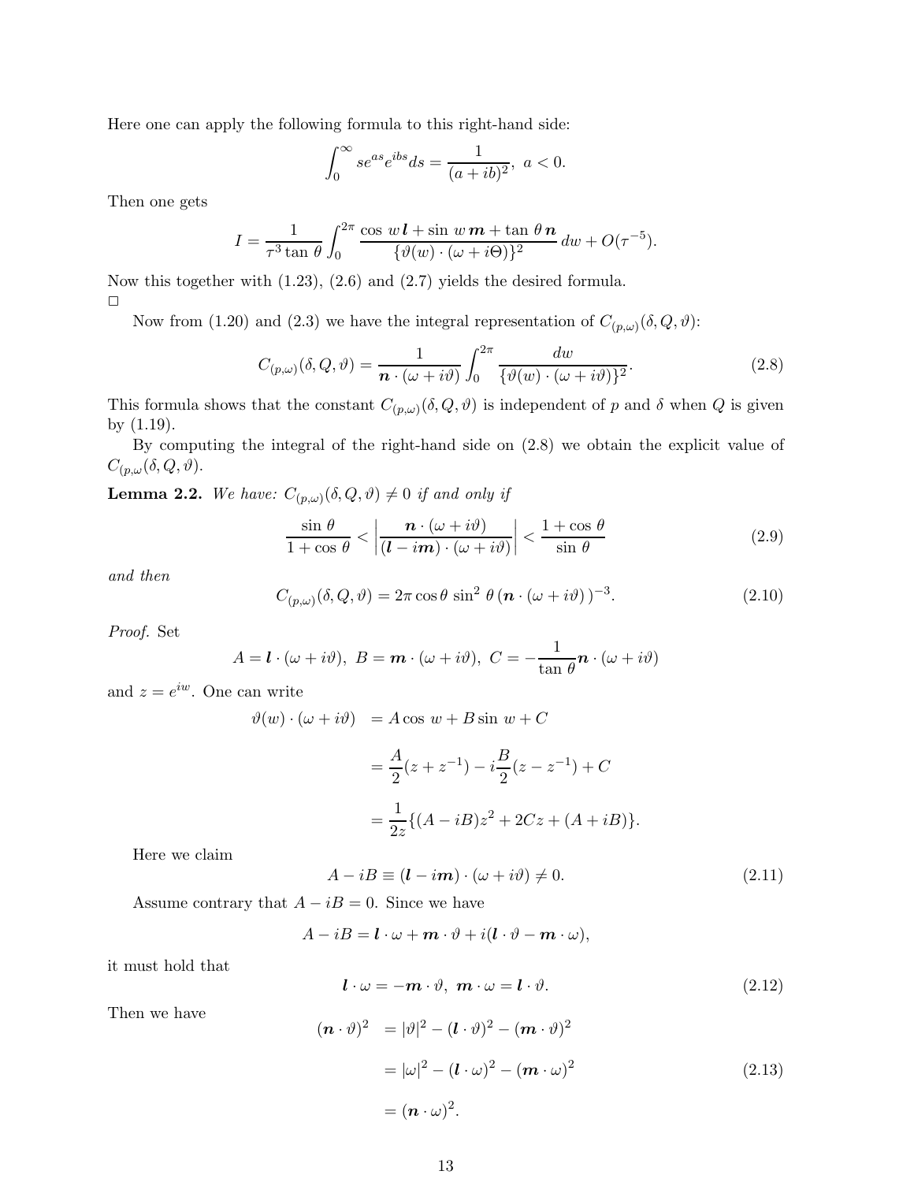Here one can apply the following formula to this right-hand side:

$$\int_0^\infty s e^{as} e^{ibs} ds = \frac{1}{(a+ib)^2},\ a<0.$$

Then one gets

$$I = \frac{1}{\tau^3 \tan\theta} \int_0^{2\pi} \frac{\cos\, w\, \boldsymbol{l} + \sin\, w\, \boldsymbol{m} + \tan\,\theta\, \boldsymbol{n}}{\{\vartheta(w)\cdot(\omega + i\Theta)\}^2}\, dw + O(\tau^{-5}).$$

Now this together with (1.23), (2.6) and (2.7) yields the desired formula.
$\square$

Now from (1.20) and (2.3) we have the integral representation of $C_{(p,\omega)}(\delta, Q, \vartheta)$:

$$C_{(p,\omega)}(\delta, Q, \vartheta) = \frac{1}{\boldsymbol{n}\cdot(\omega + i\vartheta)} \int_0^{2\pi} \frac{dw}{\{\vartheta(w)\cdot(\omega + i\vartheta)\}^2}. \tag{2.8}$$

This formula shows that the constant $C_{(p,\omega)}(\delta, Q, \vartheta)$ is independent of $p$ and $\delta$ when $Q$ is given by (1.19).

By computing the integral of the right-hand side on (2.8) we obtain the explicit value of $C_{(p,\omega}(\delta, Q, \vartheta)$.

**Lemma 2.2.** *We have: $C_{(p,\omega)}(\delta, Q, \vartheta) \neq 0$ if and only if*

$$\frac{\sin\theta}{1+\cos\theta} < \left| \frac{\boldsymbol{n}\cdot(\omega + i\vartheta)}{(\boldsymbol{l} - i\boldsymbol{m})\cdot(\omega + i\vartheta)} \right| < \frac{1+\cos\theta}{\sin\theta} \tag{2.9}$$

*and then*

$$C_{(p,\omega)}(\delta, Q, \vartheta) = 2\pi \cos\theta\, \sin^2\,\theta\, (\boldsymbol{n}\cdot(\omega + i\vartheta)\,)^{-3}. \tag{2.10}$$

*Proof.* Set

$$A = \boldsymbol{l}\cdot(\omega + i\vartheta),\ B = \boldsymbol{m}\cdot(\omega + i\vartheta),\ C = -\frac{1}{\tan\,\theta}\boldsymbol{n}\cdot(\omega + i\vartheta)$$

and $z = e^{iw}$. One can write

$$\begin{aligned}
\vartheta(w)\cdot(\omega + i\vartheta) &= A\cos\, w + B\sin\, w + C \\
&= \frac{A}{2}(z + z^{-1}) - i\frac{B}{2}(z - z^{-1}) + C \\
&= \frac{1}{2z}\{(A - iB)z^2 + 2Cz + (A + iB)\}.
\end{aligned}$$

Here we claim

$$A - iB \equiv (\boldsymbol{l} - i\boldsymbol{m})\cdot(\omega + i\vartheta) \neq 0. \tag{2.11}$$

Assume contrary that $A - iB = 0$. Since we have

$$A - iB = \boldsymbol{l}\cdot\omega + \boldsymbol{m}\cdot\vartheta + i(\boldsymbol{l}\cdot\vartheta - \boldsymbol{m}\cdot\omega),$$

it must hold that

$$\boldsymbol{l}\cdot\omega = -\boldsymbol{m}\cdot\vartheta,\ \boldsymbol{m}\cdot\omega = \boldsymbol{l}\cdot\vartheta. \tag{2.12}$$

Then we have

$$\begin{aligned}
(\boldsymbol{n}\cdot\vartheta)^2 &= |\vartheta|^2 - (\boldsymbol{l}\cdot\vartheta)^2 - (\boldsymbol{m}\cdot\vartheta)^2 \\
&= |\omega|^2 - (\boldsymbol{l}\cdot\omega)^2 - (\boldsymbol{m}\cdot\omega)^2 \\
&= (\boldsymbol{n}\cdot\omega)^2.
\end{aligned} \tag{2.13}$$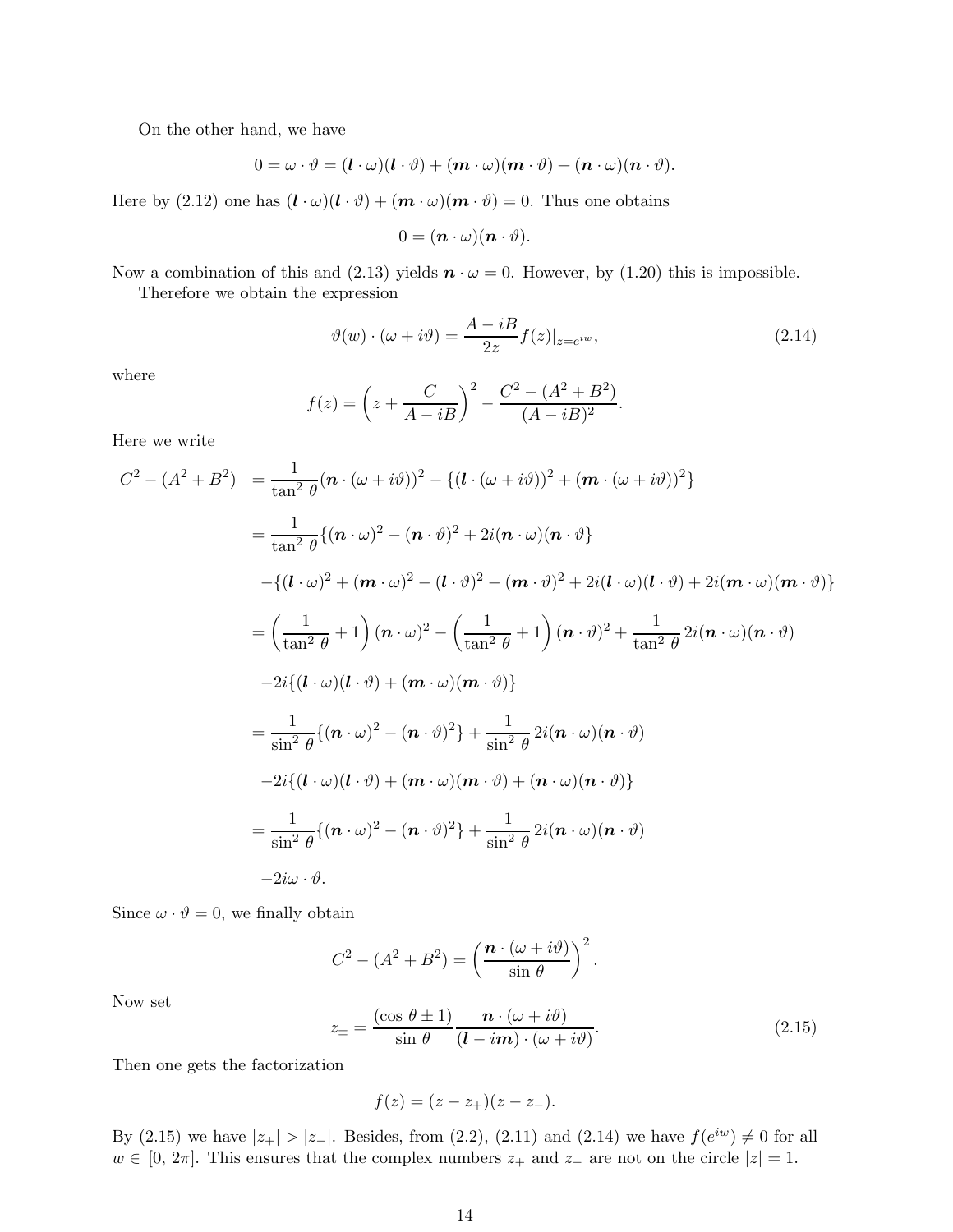On the other hand, we have

$$0 = \omega \cdot \vartheta = (\boldsymbol{l} \cdot \omega)(\boldsymbol{l} \cdot \vartheta) + (\boldsymbol{m} \cdot \omega)(\boldsymbol{m} \cdot \vartheta) + (\boldsymbol{n} \cdot \omega)(\boldsymbol{n} \cdot \vartheta).$$

Here by (2.12) one has $(\boldsymbol{l} \cdot \omega)(\boldsymbol{l} \cdot \vartheta) + (\boldsymbol{m} \cdot \omega)(\boldsymbol{m} \cdot \vartheta) = 0$. Thus one obtains

$$0 = (\boldsymbol{n} \cdot \omega)(\boldsymbol{n} \cdot \vartheta).$$

Now a combination of this and (2.13) yields $\boldsymbol{n} \cdot \omega = 0$. However, by (1.20) this is impossible.

Therefore we obtain the expression

$$\vartheta(w) \cdot (\omega + i\vartheta) = \frac{A - iB}{2z} f(z)|_{z=e^{iw}}, \tag{2.14}$$

where

$$f(z) = \left(z + \frac{C}{A - iB}\right)^2 - \frac{C^2 - (A^2 + B^2)}{(A - iB)^2}.$$

Here we write

$$\begin{aligned}
C^2 - (A^2 + B^2) &= \frac{1}{\tan^2\theta}(\boldsymbol{n} \cdot (\omega + i\vartheta))^2 - \{(\boldsymbol{l} \cdot (\omega + i\vartheta))^2 + (\boldsymbol{m} \cdot (\omega + i\vartheta))^2\} \\
&= \frac{1}{\tan^2\theta}\{(\boldsymbol{n} \cdot \omega)^2 - (\boldsymbol{n} \cdot \vartheta)^2 + 2i(\boldsymbol{n} \cdot \omega)(\boldsymbol{n} \cdot \vartheta\} \\
&\quad -\{(\boldsymbol{l} \cdot \omega)^2 + (\boldsymbol{m} \cdot \omega)^2 - (\boldsymbol{l} \cdot \vartheta)^2 - (\boldsymbol{m} \cdot \vartheta)^2 + 2i(\boldsymbol{l} \cdot \omega)(\boldsymbol{l} \cdot \vartheta) + 2i(\boldsymbol{m} \cdot \omega)(\boldsymbol{m} \cdot \vartheta)\} \\
&= \left(\frac{1}{\tan^2\theta} + 1\right)(\boldsymbol{n} \cdot \omega)^2 - \left(\frac{1}{\tan^2\theta} + 1\right)(\boldsymbol{n} \cdot \vartheta)^2 + \frac{1}{\tan^2\theta} 2i(\boldsymbol{n} \cdot \omega)(\boldsymbol{n} \cdot \vartheta) \\
&\quad -2i\{(\boldsymbol{l} \cdot \omega)(\boldsymbol{l} \cdot \vartheta) + (\boldsymbol{m} \cdot \omega)(\boldsymbol{m} \cdot \vartheta)\} \\
&= \frac{1}{\sin^2\theta}\{(\boldsymbol{n} \cdot \omega)^2 - (\boldsymbol{n} \cdot \vartheta)^2\} + \frac{1}{\sin^2\theta} 2i(\boldsymbol{n} \cdot \omega)(\boldsymbol{n} \cdot \vartheta) \\
&\quad -2i\{(\boldsymbol{l} \cdot \omega)(\boldsymbol{l} \cdot \vartheta) + (\boldsymbol{m} \cdot \omega)(\boldsymbol{m} \cdot \vartheta) + (\boldsymbol{n} \cdot \omega)(\boldsymbol{n} \cdot \vartheta)\} \\
&= \frac{1}{\sin^2\theta}\{(\boldsymbol{n} \cdot \omega)^2 - (\boldsymbol{n} \cdot \vartheta)^2\} + \frac{1}{\sin^2\theta} 2i(\boldsymbol{n} \cdot \omega)(\boldsymbol{n} \cdot \vartheta) \\
&\quad -2i\omega \cdot \vartheta.
\end{aligned}$$

Since $\omega \cdot \vartheta = 0$, we finally obtain

$$C^2 - (A^2 + B^2) = \left(\frac{\boldsymbol{n} \cdot (\omega + i\vartheta)}{\sin\theta}\right)^2.$$

Now set

$$z_{\pm} = \frac{(\cos\theta \pm 1)}{\sin\theta} \frac{\boldsymbol{n} \cdot (\omega + i\vartheta)}{(\boldsymbol{l} - i\boldsymbol{m}) \cdot (\omega + i\vartheta)}. \tag{2.15}$$

Then one gets the factorization

$$f(z) = (z - z_+)(z - z_-).$$

By (2.15) we have $|z_+| > |z_-|$. Besides, from (2.2), (2.11) and (2.14) we have $f(e^{iw}) \neq 0$ for all $w \in [0, 2\pi]$. This ensures that the complex numbers $z_+$ and $z_-$ are not on the circle $|z| = 1$.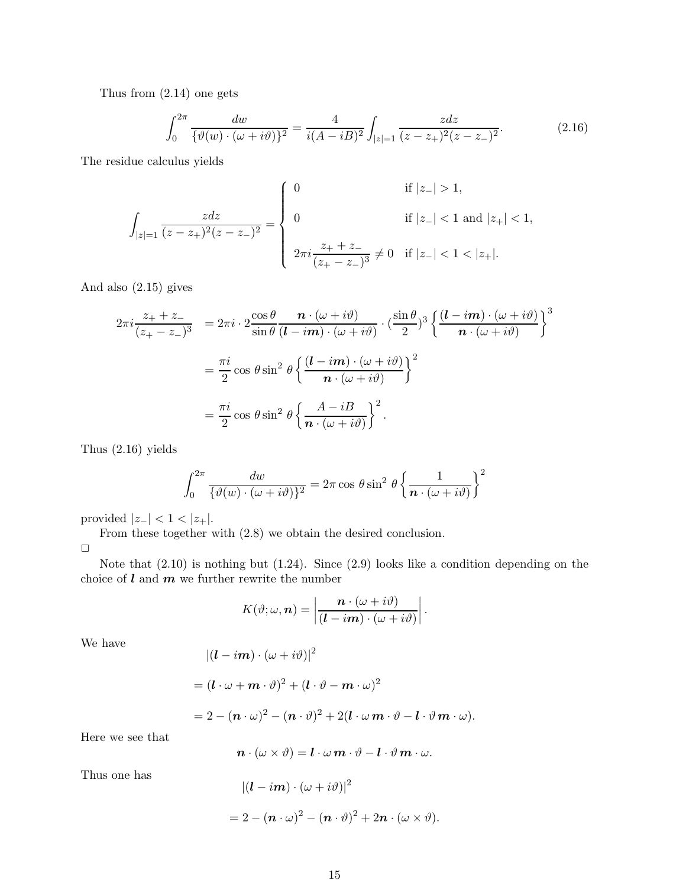Thus from (2.14) one gets

$$\int_0^{2\pi} \frac{dw}{\{\vartheta(w)\cdot(\omega+i\vartheta)\}^2} = \frac{4}{i(A-iB)^2}\int_{|z|=1}\frac{zdz}{(z-z_+)^2(z-z_-)^2}. \tag{2.16}$$

The residue calculus yields

$$\int_{|z|=1}\frac{zdz}{(z-z_+)^2(z-z_-)^2} = \left\{\begin{array}{ll} 0 & \text{if } |z_-|>1, \\ 0 & \text{if } |z_-|<1 \text{ and } |z_+|<1, \\ 2\pi i\dfrac{z_+ + z_-}{(z_+ - z_-)^3} \neq 0 & \text{if } |z_-|<1<|z_+|. \end{array}\right.$$

And also (2.15) gives

$$\begin{aligned}
2\pi i \frac{z_+ + z_-}{(z_+ - z_-)^3} &= 2\pi i \cdot 2\frac{\cos\theta}{\sin\theta}\frac{\boldsymbol{n}\cdot(\omega+i\vartheta)}{(\boldsymbol{l}-i\boldsymbol{m})\cdot(\omega+i\vartheta)}\cdot\left(\frac{\sin\theta}{2}\right)^3\left\{\frac{(\boldsymbol{l}-i\boldsymbol{m})\cdot(\omega+i\vartheta)}{\boldsymbol{n}\cdot(\omega+i\vartheta)}\right\}^3 \\
&= \frac{\pi i}{2}\cos\theta\sin^2\theta\left\{\frac{(\boldsymbol{l}-i\boldsymbol{m})\cdot(\omega+i\vartheta)}{\boldsymbol{n}\cdot(\omega+i\vartheta)}\right\}^2 \\
&= \frac{\pi i}{2}\cos\theta\sin^2\theta\left\{\frac{A-iB}{\boldsymbol{n}\cdot(\omega+i\vartheta)}\right\}^2.
\end{aligned}$$

Thus (2.16) yields

$$\int_0^{2\pi}\frac{dw}{\{\vartheta(w)\cdot(\omega+i\vartheta)\}^2} = 2\pi\cos\theta\sin^2\theta\left\{\frac{1}{\boldsymbol{n}\cdot(\omega+i\vartheta)}\right\}^2$$

provided $|z_-|<1<|z_+|$.

From these together with (2.8) we obtain the desired conclusion.

□

Note that (2.10) is nothing but (1.24). Since (2.9) looks like a condition depending on the choice of $\boldsymbol{l}$ and $\boldsymbol{m}$ we further rewrite the number

$$K(\vartheta;\omega,\boldsymbol{n}) = \left|\frac{\boldsymbol{n}\cdot(\omega+i\vartheta)}{(\boldsymbol{l}-i\boldsymbol{m})\cdot(\omega+i\vartheta)}\right|.$$

We have

$$\begin{aligned}
&|(\boldsymbol{l}-i\boldsymbol{m})\cdot(\omega+i\vartheta)|^2 \\
&= (\boldsymbol{l}\cdot\omega+\boldsymbol{m}\cdot\vartheta)^2 + (\boldsymbol{l}\cdot\vartheta-\boldsymbol{m}\cdot\omega)^2 \\
&= 2-(\boldsymbol{n}\cdot\omega)^2-(\boldsymbol{n}\cdot\vartheta)^2+2(\boldsymbol{l}\cdot\omega\,\boldsymbol{m}\cdot\vartheta-\boldsymbol{l}\cdot\vartheta\,\boldsymbol{m}\cdot\omega).
\end{aligned}$$

Here we see that

$$\boldsymbol{n}\cdot(\omega\times\vartheta) = \boldsymbol{l}\cdot\omega\,\boldsymbol{m}\cdot\vartheta-\boldsymbol{l}\cdot\vartheta\,\boldsymbol{m}\cdot\omega.$$

Thus one has

$$\begin{aligned}
&|(\boldsymbol{l}-i\boldsymbol{m})\cdot(\omega+i\vartheta)|^2 \\
&= 2-(\boldsymbol{n}\cdot\omega)^2-(\boldsymbol{n}\cdot\vartheta)^2+2\boldsymbol{n}\cdot(\omega\times\vartheta).
\end{aligned}$$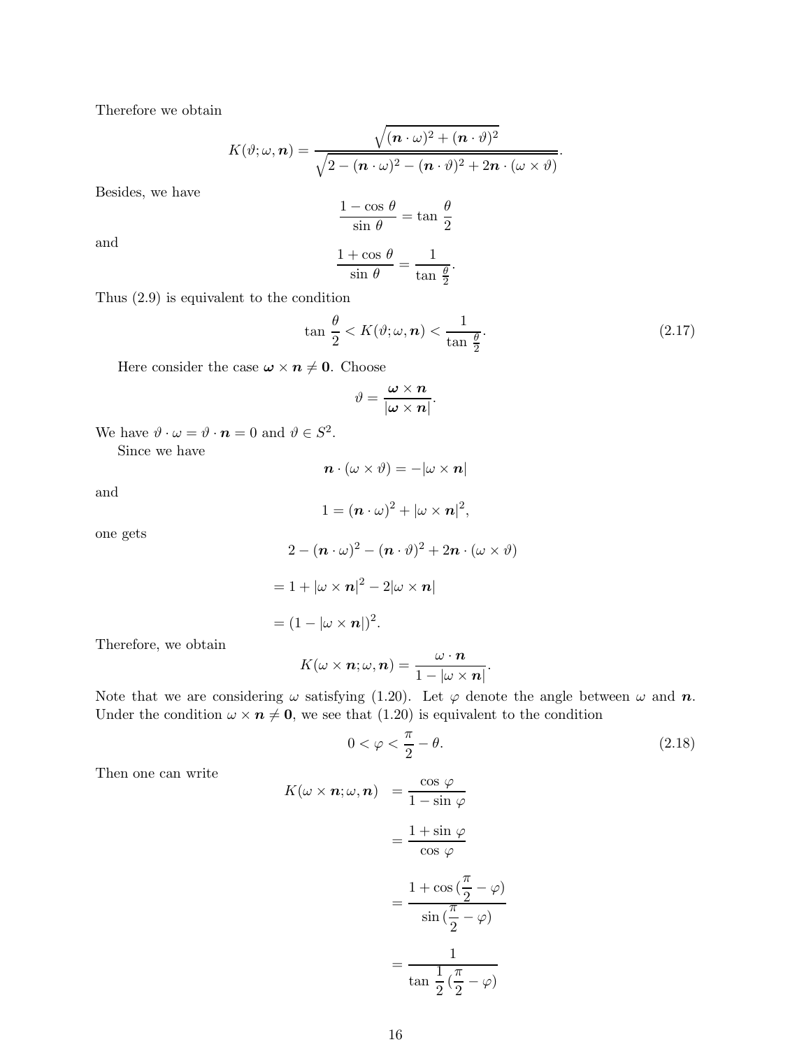Therefore we obtain

$$K(\vartheta;\omega,\boldsymbol{n})=\frac{\sqrt{(\boldsymbol{n}\cdot\omega)^2+(\boldsymbol{n}\cdot\vartheta)^2}}{\sqrt{2-(\boldsymbol{n}\cdot\omega)^2-(\boldsymbol{n}\cdot\vartheta)^2+2\boldsymbol{n}\cdot(\omega\times\vartheta)}}.$$

Besides, we have

$$\frac{1-\cos\,\theta}{\sin\,\theta}=\tan\,\frac{\theta}{2}$$

and

$$\frac{1+\cos\,\theta}{\sin\,\theta}=\frac{1}{\tan\,\frac{\theta}{2}}.$$

Thus (2.9) is equivalent to the condition

$$\tan\,\frac{\theta}{2}<K(\vartheta;\omega,\boldsymbol{n})<\frac{1}{\tan\,\frac{\theta}{2}}. \tag{2.17}$$

Here consider the case $\boldsymbol{\omega}\times\boldsymbol{n}\neq\boldsymbol{0}$. Choose

$$\vartheta=\frac{\boldsymbol{\omega}\times\boldsymbol{n}}{|\boldsymbol{\omega}\times\boldsymbol{n}|}.$$

We have $\vartheta\cdot\omega=\vartheta\cdot\boldsymbol{n}=0$ and $\vartheta\in S^2$.

Since we have

$$\boldsymbol{n}\cdot(\omega\times\vartheta)=-|\omega\times\boldsymbol{n}|$$

and

$$1=(\boldsymbol{n}\cdot\omega)^2+|\omega\times\boldsymbol{n}|^2,$$

one gets

$$\begin{aligned}
&2-(\boldsymbol{n}\cdot\omega)^2-(\boldsymbol{n}\cdot\vartheta)^2+2\boldsymbol{n}\cdot(\omega\times\vartheta)\\
&=1+|\omega\times\boldsymbol{n}|^2-2|\omega\times\boldsymbol{n}|\\
&=(1-|\omega\times\boldsymbol{n}|)^2.
\end{aligned}$$

Therefore, we obtain

$$K(\omega\times\boldsymbol{n};\omega,\boldsymbol{n})=\frac{\omega\cdot\boldsymbol{n}}{1-|\omega\times\boldsymbol{n}|}.$$

Note that we are considering $\omega$ satisfying (1.20). Let $\varphi$ denote the angle between $\omega$ and $\boldsymbol{n}$. Under the condition $\omega\times\boldsymbol{n}\neq\boldsymbol{0}$, we see that (1.20) is equivalent to the condition

$$0<\varphi<\frac{\pi}{2}-\theta. \tag{2.18}$$

Then one can write

$$\begin{aligned}
K(\omega\times\boldsymbol{n};\omega,\boldsymbol{n})&=\frac{\cos\,\varphi}{1-\sin\,\varphi}\\
&=\frac{1+\sin\,\varphi}{\cos\,\varphi}\\
&=\frac{1+\cos\,(\frac{\pi}{2}-\varphi)}{\sin\,(\frac{\pi}{2}-\varphi)}\\
&=\frac{1}{\tan\,\frac{1}{2}\,(\frac{\pi}{2}-\varphi)}
\end{aligned}$$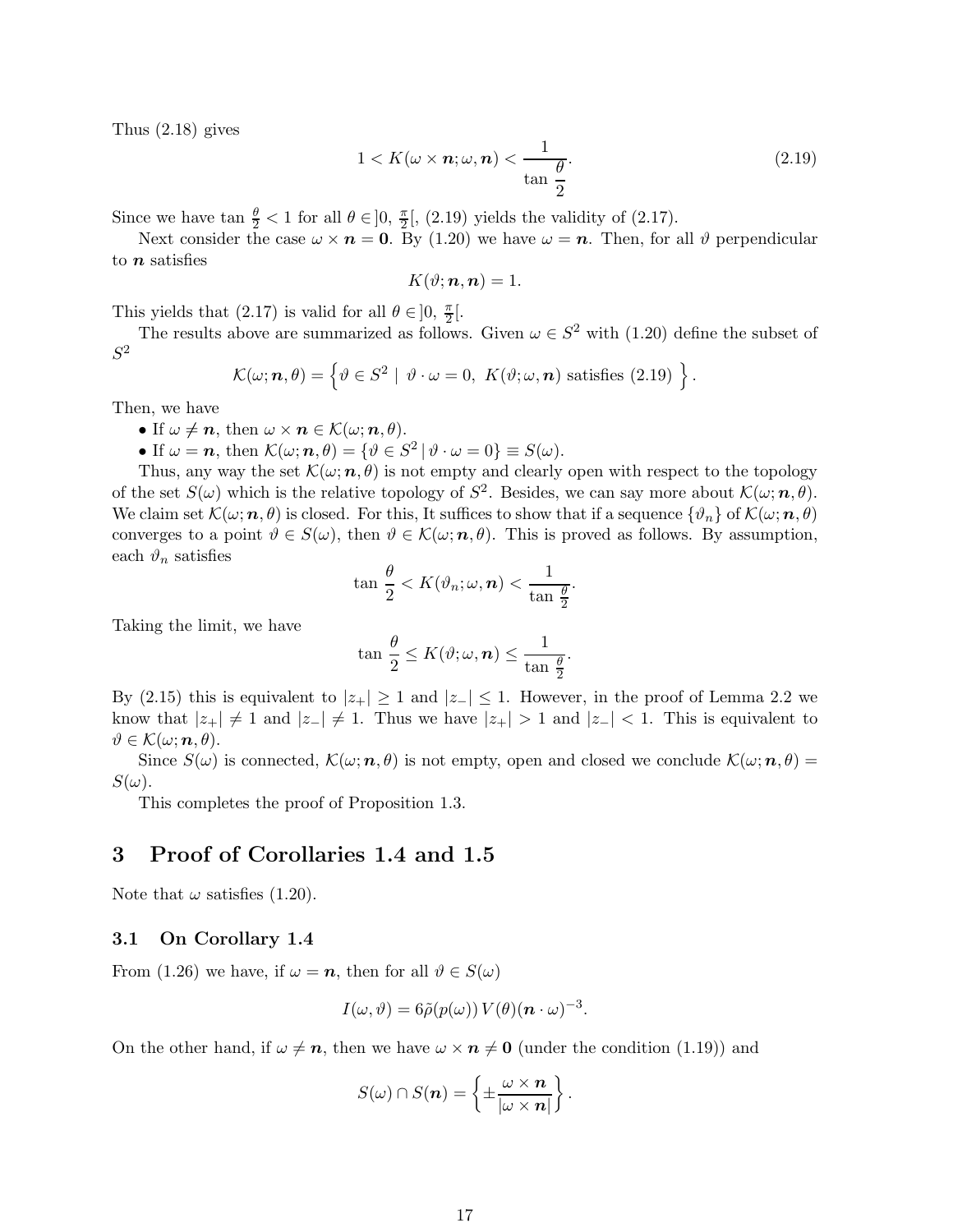Thus (2.18) gives

$$1 < K(\omega \times \boldsymbol{n}; \omega, \boldsymbol{n}) < \frac{1}{\tan \dfrac{\theta}{2}}. \tag{2.19}$$

Since we have $\tan \frac{\theta}{2} < 1$ for all $\theta \in ]0, \frac{\pi}{2}[$, (2.19) yields the validity of (2.17).

Next consider the case $\omega \times \boldsymbol{n} = \mathbf{0}$. By (1.20) we have $\omega = \boldsymbol{n}$. Then, for all $\vartheta$ perpendicular to $\boldsymbol{n}$ satisfies

$$K(\vartheta; \boldsymbol{n}, \boldsymbol{n}) = 1.$$

This yields that (2.17) is valid for all $\theta \in ]0, \frac{\pi}{2}[$.

The results above are summarized as follows. Given $\omega \in S^2$ with (1.20) define the subset of $S^2$

$$\mathcal{K}(\omega; \boldsymbol{n}, \theta) = \left\{ \vartheta \in S^2 \mid \vartheta \cdot \omega = 0,\ K(\vartheta; \omega, \boldsymbol{n}) \text{ satisfies (2.19)} \right\}.$$

Then, we have

- If $\omega \neq \boldsymbol{n}$, then $\omega \times \boldsymbol{n} \in \mathcal{K}(\omega; \boldsymbol{n}, \theta)$.
- If $\omega = \boldsymbol{n}$, then $\mathcal{K}(\omega; \boldsymbol{n}, \theta) = \{\vartheta \in S^2 \mid \vartheta \cdot \omega = 0\} \equiv S(\omega)$.

Thus, any way the set $\mathcal{K}(\omega; \boldsymbol{n}, \theta)$ is not empty and clearly open with respect to the topology of the set $S(\omega)$ which is the relative topology of $S^2$. Besides, we can say more about $\mathcal{K}(\omega; \boldsymbol{n}, \theta)$. We claim set $\mathcal{K}(\omega; \boldsymbol{n}, \theta)$ is closed. For this, It suffices to show that if a sequence $\{\vartheta_n\}$ of $\mathcal{K}(\omega; \boldsymbol{n}, \theta)$ converges to a point $\vartheta \in S(\omega)$, then $\vartheta \in \mathcal{K}(\omega; \boldsymbol{n}, \theta)$. This is proved as follows. By assumption, each $\vartheta_n$ satisfies

$$\tan \frac{\theta}{2} < K(\vartheta_n; \omega, \boldsymbol{n}) < \frac{1}{\tan \frac{\theta}{2}}.$$

Taking the limit, we have

$$\tan \frac{\theta}{2} \leq K(\vartheta; \omega, \boldsymbol{n}) \leq \frac{1}{\tan \frac{\theta}{2}}.$$

By (2.15) this is equivalent to $|z_+| \geq 1$ and $|z_-| \leq 1$. However, in the proof of Lemma 2.2 we know that $|z_+| \neq 1$ and $|z_-| \neq 1$. Thus we have $|z_+| > 1$ and $|z_-| < 1$. This is equivalent to $\vartheta \in \mathcal{K}(\omega; \boldsymbol{n}, \theta)$.

Since $S(\omega)$ is connected, $\mathcal{K}(\omega; \boldsymbol{n}, \theta)$ is not empty, open and closed we conclude $\mathcal{K}(\omega; \boldsymbol{n}, \theta) = S(\omega)$.

This completes the proof of Proposition 1.3.

# 3 Proof of Corollaries 1.4 and 1.5

Note that $\omega$ satisfies (1.20).

## 3.1 On Corollary 1.4

From (1.26) we have, if $\omega = \boldsymbol{n}$, then for all $\vartheta \in S(\omega)$

$$I(\omega, \vartheta) = 6\tilde{\rho}(p(\omega))\, V(\theta)(\boldsymbol{n} \cdot \omega)^{-3}.$$

On the other hand, if $\omega \neq \boldsymbol{n}$, then we have $\omega \times \boldsymbol{n} \neq \mathbf{0}$ (under the condition (1.19)) and

$$S(\omega) \cap S(\boldsymbol{n}) = \left\{ \pm \frac{\omega \times \boldsymbol{n}}{|\omega \times \boldsymbol{n}|} \right\}.$$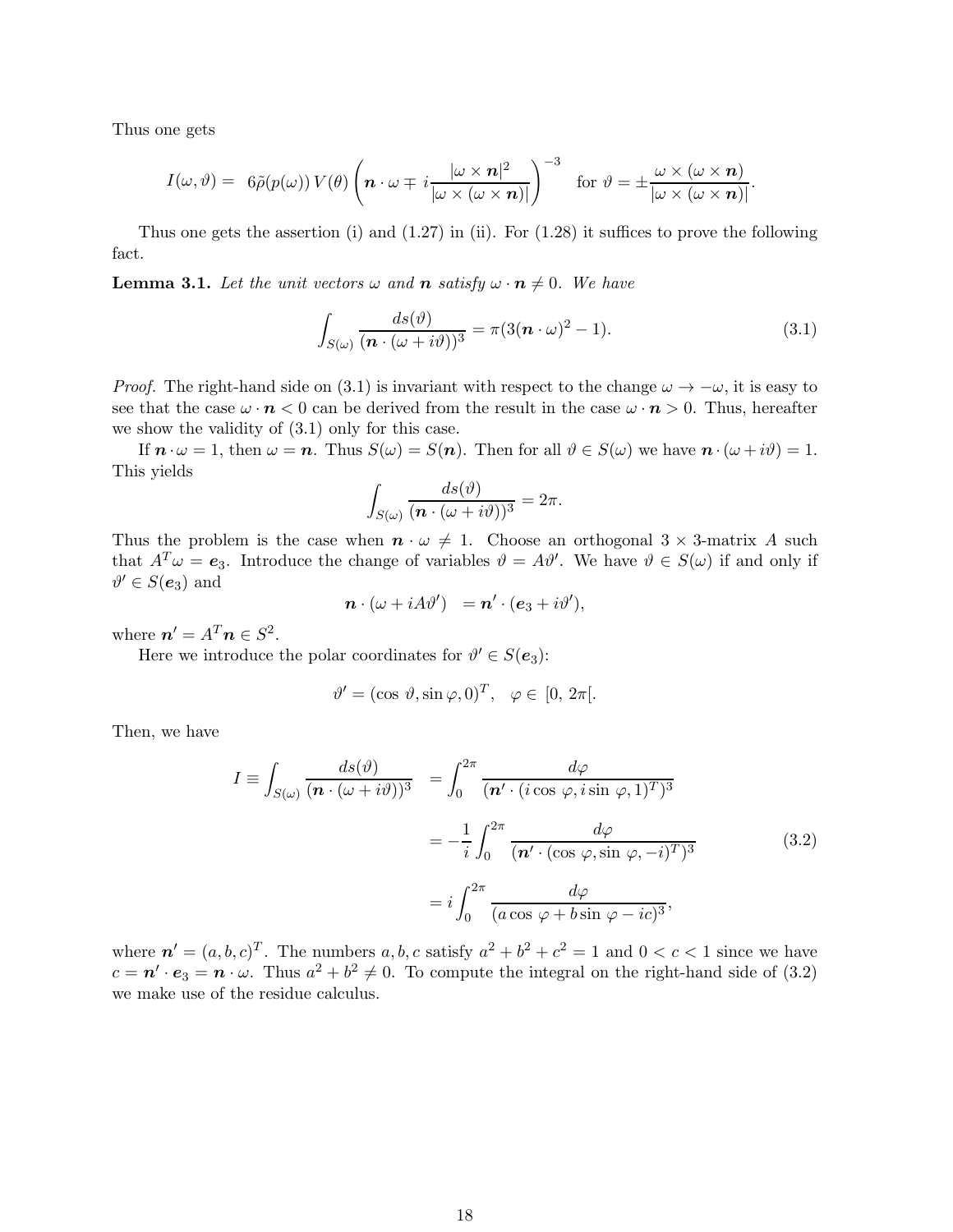Thus one gets

$$I(\omega,\vartheta) = \ 6\tilde{\rho}(p(\omega))\, V(\theta) \left( \boldsymbol{n}\cdot\omega \mp i\frac{|\omega\times \boldsymbol{n}|^2}{|\omega\times(\omega\times\boldsymbol{n})|}\right)^{-3} \quad \text{for } \vartheta = \pm\frac{\omega\times(\omega\times\boldsymbol{n})}{|\omega\times(\omega\times\boldsymbol{n})|}.$$

Thus one gets the assertion (i) and (1.27) in (ii). For (1.28) it suffices to prove the following fact.

**Lemma 3.1.** *Let the unit vectors $\omega$ and $\boldsymbol{n}$ satisfy $\omega\cdot\boldsymbol{n}\neq 0$. We have*

$$\int_{S(\omega)} \frac{ds(\vartheta)}{(\boldsymbol{n}\cdot(\omega+i\vartheta))^3} = \pi(3(\boldsymbol{n}\cdot\omega)^2-1). \tag{3.1}$$

*Proof.* The right-hand side on (3.1) is invariant with respect to the change $\omega\to-\omega$, it is easy to see that the case $\omega\cdot\boldsymbol{n}<0$ can be derived from the result in the case $\omega\cdot\boldsymbol{n}>0$. Thus, hereafter we show the validity of (3.1) only for this case.

If $\boldsymbol{n}\cdot\omega = 1$, then $\omega=\boldsymbol{n}$. Thus $S(\omega)=S(\boldsymbol{n})$. Then for all $\vartheta\in S(\omega)$ we have $\boldsymbol{n}\cdot(\omega+i\vartheta)=1$. This yields

$$\int_{S(\omega)} \frac{ds(\vartheta)}{(\boldsymbol{n}\cdot(\omega+i\vartheta))^3} = 2\pi.$$

Thus the problem is the case when $\boldsymbol{n}\cdot\omega\neq 1$. Choose an orthogonal $3\times 3$-matrix $A$ such that $A^T\omega = \boldsymbol{e}_3$. Introduce the change of variables $\vartheta = A\vartheta'$. We have $\vartheta\in S(\omega)$ if and only if $\vartheta'\in S(\boldsymbol{e}_3)$ and

$$\boldsymbol{n}\cdot(\omega+iA\vartheta') \ = \boldsymbol{n'}\cdot(\boldsymbol{e}_3+i\vartheta'),$$

where $\boldsymbol{n'} = A^T\boldsymbol{n}\in S^2$.

Here we introduce the polar coordinates for $\vartheta'\in S(\boldsymbol{e}_3)$:

$$\vartheta' = (\cos\,\vartheta, \sin\varphi, 0)^T, \quad \varphi\in\ [0,\ 2\pi[.$$

Then, we have

$$\begin{aligned} I \equiv \int_{S(\omega)} \frac{ds(\vartheta)}{(\boldsymbol{n}\cdot(\omega+i\vartheta))^3} \ &= \int_0^{2\pi} \frac{d\varphi}{(\boldsymbol{n'}\cdot(i\cos\,\varphi, i\sin\,\varphi, 1)^T)^3} \\ &= -\frac{1}{i}\int_0^{2\pi} \frac{d\varphi}{(\boldsymbol{n'}\cdot(\cos\,\varphi,\sin\,\varphi,-i)^T)^3} \\ &= i\int_0^{2\pi} \frac{d\varphi}{(a\cos\,\varphi + b\sin\,\varphi - ic)^3}, \end{aligned} \tag{3.2}$$

where $\boldsymbol{n'} = (a,b,c)^T$. The numbers $a, b, c$ satisfy $a^2+b^2+c^2=1$ and $0<c<1$ since we have $c = \boldsymbol{n'}\cdot\boldsymbol{e}_3 = \boldsymbol{n}\cdot\omega$. Thus $a^2+b^2\neq 0$. To compute the integral on the right-hand side of (3.2) we make use of the residue calculus.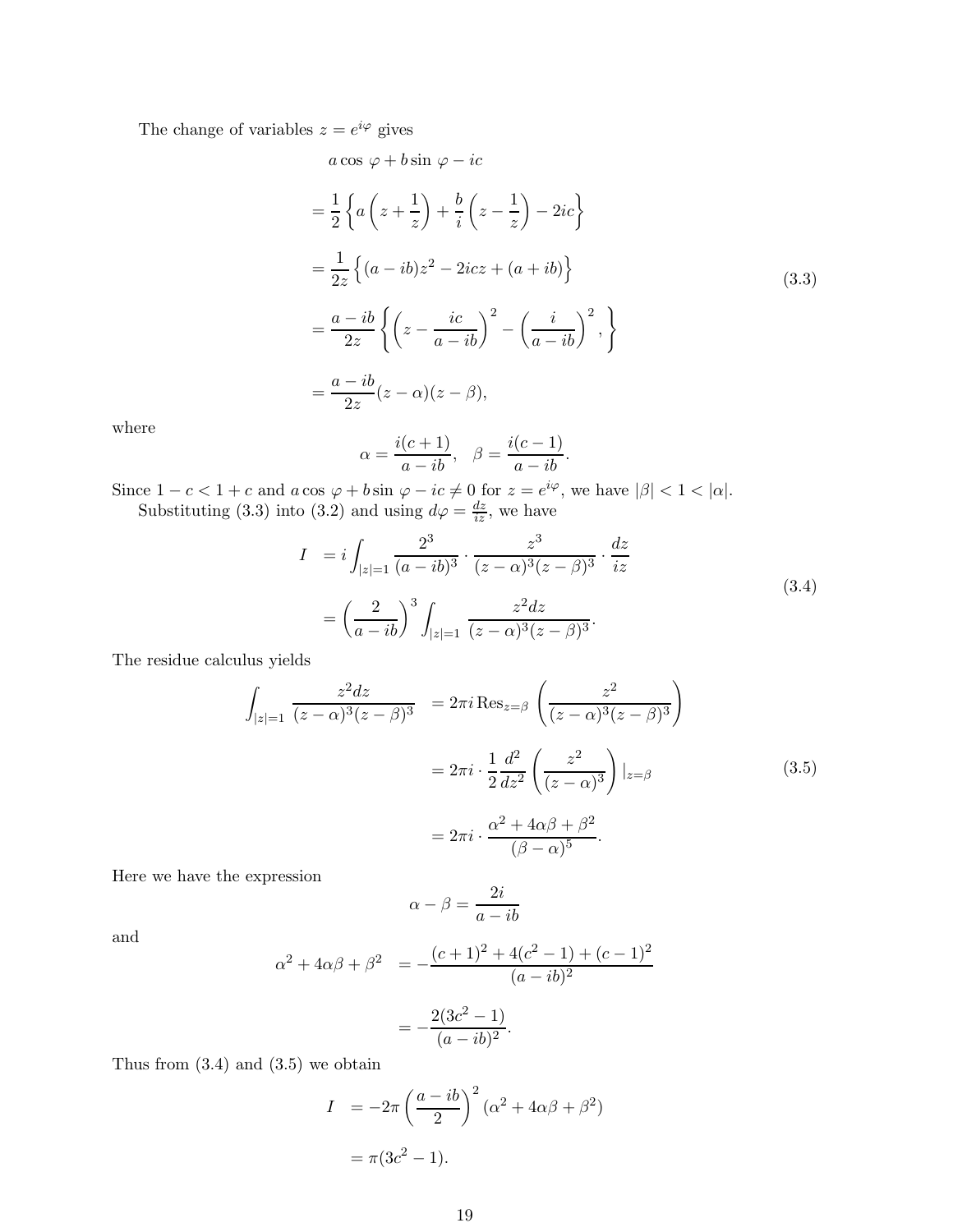The change of variables $z = e^{i\varphi}$ gives

$$
\begin{aligned}
& a\cos\,\varphi + b\sin\,\varphi - ic \\
&= \frac{1}{2}\left\{a\left(z+\frac{1}{z}\right)+\frac{b}{i}\left(z-\frac{1}{z}\right)-2ic\right\} \\
&= \frac{1}{2z}\left\{(a-ib)z^2 - 2icz + (a+ib)\right\} \\
&= \frac{a-ib}{2z}\left\{\left(z-\frac{ic}{a-ib}\right)^2 - \left(\frac{i}{a-ib}\right)^2,\right\} \\
&= \frac{a-ib}{2z}(z-\alpha)(z-\beta),
\end{aligned} \tag{3.3}
$$

where

$$
\alpha = \frac{i(c+1)}{a-ib}, \quad \beta = \frac{i(c-1)}{a-ib}.
$$

Since $1-c < 1+c$ and $a\cos\,\varphi + b\sin\,\varphi - ic \neq 0$ for $z = e^{i\varphi}$, we have $|\beta| < 1 < |\alpha|$.

Substituting (3.3) into (3.2) and using $d\varphi = \frac{dz}{iz}$, we have

$$
\begin{aligned}
I &= i\int_{|z|=1} \frac{2^3}{(a-ib)^3}\cdot\frac{z^3}{(z-\alpha)^3(z-\beta)^3}\cdot\frac{dz}{iz} \\
&= \left(\frac{2}{a-ib}\right)^3 \int_{|z|=1} \frac{z^2 dz}{(z-\alpha)^3(z-\beta)^3}.
\end{aligned} \tag{3.4}
$$

The residue calculus yields

$$
\begin{aligned}
\int_{|z|=1} \frac{z^2 dz}{(z-\alpha)^3(z-\beta)^3} &= 2\pi i\,\mathrm{Res}_{z=\beta}\left(\frac{z^2}{(z-\alpha)^3(z-\beta)^3}\right) \\
&= 2\pi i\cdot\frac{1}{2}\frac{d^2}{dz^2}\left(\frac{z^2}{(z-\alpha)^3}\right)|_{z=\beta} \\
&= 2\pi i\cdot\frac{\alpha^2+4\alpha\beta+\beta^2}{(\beta-\alpha)^5}.
\end{aligned} \tag{3.5}
$$

Here we have the expression

$$
\alpha - \beta = \frac{2i}{a-ib}
$$

and

$$
\begin{aligned}
\alpha^2 + 4\alpha\beta + \beta^2 &= -\frac{(c+1)^2 + 4(c^2-1) + (c-1)^2}{(a-ib)^2} \\
&= -\frac{2(3c^2-1)}{(a-ib)^2}.
\end{aligned}
$$

Thus from (3.4) and (3.5) we obtain

$$
\begin{aligned}
I &= -2\pi\left(\frac{a-ib}{2}\right)^2(\alpha^2+4\alpha\beta+\beta^2) \\
&= \pi(3c^2-1).
\end{aligned}
$$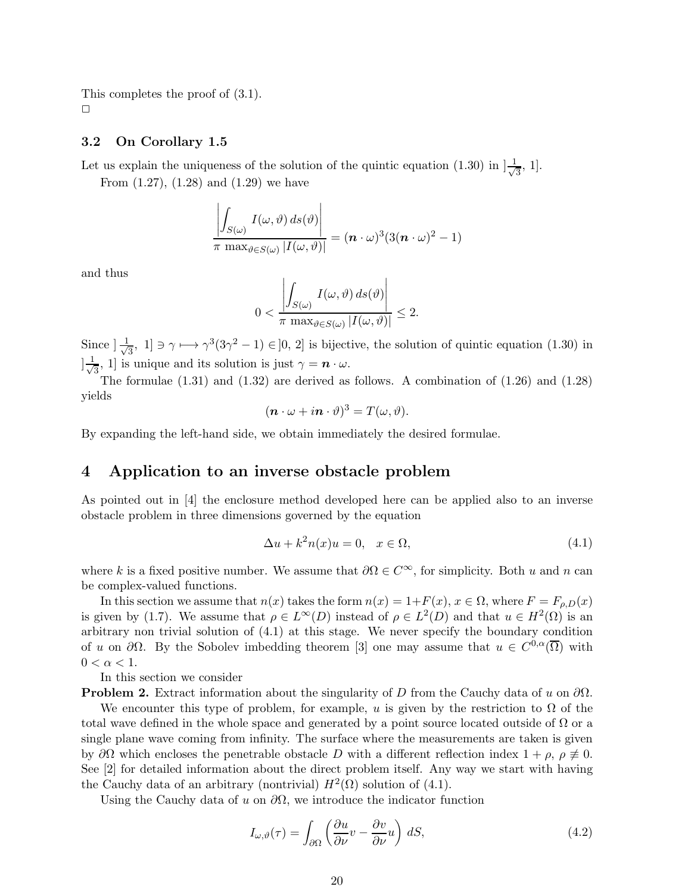This completes the proof of (3.1).

□

### 3.2 On Corollary 1.5

Let us explain the uniqueness of the solution of the quintic equation (1.30) in $]\frac{1}{\sqrt{3}},\, 1]$.

From (1.27), (1.28) and (1.29) we have

$$\frac{\left|\int_{S(\omega)} I(\omega,\vartheta)\, ds(\vartheta)\right|}{\pi\, \max_{\vartheta\in S(\omega)} |I(\omega,\vartheta)|} = (\boldsymbol{n}\cdot\omega)^3(3(\boldsymbol{n}\cdot\omega)^2-1)$$

and thus

$$0<\frac{\left|\int_{S(\omega)} I(\omega,\vartheta)\, ds(\vartheta)\right|}{\pi\, \max_{\vartheta\in S(\omega)} |I(\omega,\vartheta)|}\le 2.$$

Since $]\frac{1}{\sqrt{3}},\ 1] \ni \gamma \longmapsto \gamma^3(3\gamma^2-1)\in ]0,\, 2]$ is bijective, the solution of quintic equation (1.30) in $]\frac{1}{\sqrt{3}},\, 1]$ is unique and its solution is just $\gamma = \boldsymbol{n}\cdot\omega$.

The formulae (1.31) and (1.32) are derived as follows. A combination of (1.26) and (1.28) yields

$$(\boldsymbol{n}\cdot\omega + i\boldsymbol{n}\cdot\vartheta)^3 = T(\omega,\vartheta).$$

By expanding the left-hand side, we obtain immediately the desired formulae.

## 4 Application to an inverse obstacle problem

As pointed out in [4] the enclosure method developed here can be applied also to an inverse obstacle problem in three dimensions governed by the equation

$$\Delta u + k^2 n(x) u = 0,\quad x\in\Omega, \tag{4.1}$$

where $k$ is a fixed positive number. We assume that $\partial\Omega\in C^\infty$, for simplicity. Both $u$ and $n$ can be complex-valued functions.

In this section we assume that $n(x)$ takes the form $n(x) = 1+F(x)$, $x\in\Omega$, where $F = F_{\rho,D}(x)$ is given by (1.7). We assume that $\rho\in L^\infty(D)$ instead of $\rho\in L^2(D)$ and that $u\in H^2(\Omega)$ is an arbitrary non trivial solution of (4.1) at this stage. We never specify the boundary condition of $u$ on $\partial\Omega$. By the Sobolev imbedding theorem [3] one may assume that $u\in C^{0,\alpha}(\overline{\Omega})$ with $0<\alpha<1$.

In this section we consider

**Problem 2.** Extract information about the singularity of $D$ from the Cauchy data of $u$ on $\partial\Omega$.

We encounter this type of problem, for example, $u$ is given by the restriction to $\Omega$ of the total wave defined in the whole space and generated by a point source located outside of $\Omega$ or a single plane wave coming from infinity. The surface where the measurements are taken is given by $\partial\Omega$ which encloses the penetrable obstacle $D$ with a different reflection index $1+\rho$, $\rho\not\equiv 0$. See [2] for detailed information about the direct problem itself. Any way we start with having the Cauchy data of an arbitrary (nontrivial) $H^2(\Omega)$ solution of (4.1).

Using the Cauchy data of $u$ on $\partial\Omega$, we introduce the indicator function

$$I_{\omega,\vartheta}(\tau) = \int_{\partial\Omega}\left(\frac{\partial u}{\partial\nu}v - \frac{\partial v}{\partial\nu}u\right)\, dS, \tag{4.2}$$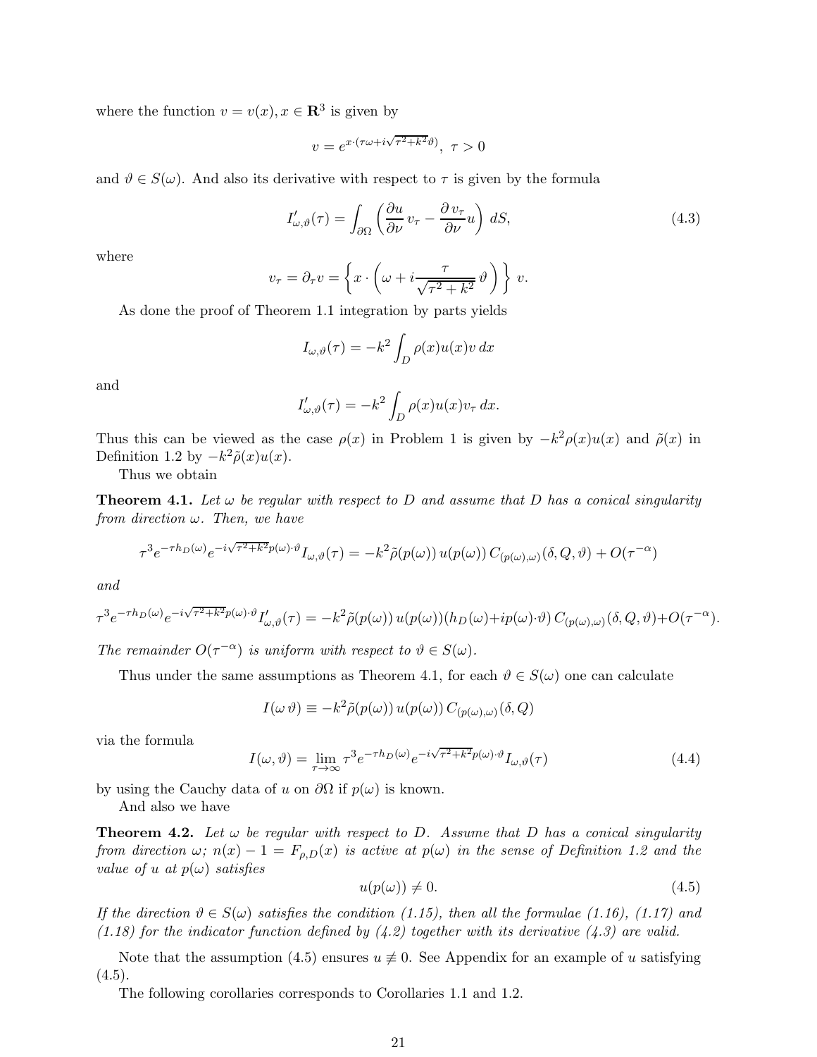where the function $v = v(x), x \in \mathbf{R}^3$ is given by

$$v = e^{x\cdot(\tau\omega + i\sqrt{\tau^2+k^2}\vartheta)},\ \tau > 0$$

and $\vartheta \in S(\omega)$. And also its derivative with respect to $\tau$ is given by the formula

$$I'_{\omega,\vartheta}(\tau) = \int_{\partial\Omega} \left( \frac{\partial u}{\partial \nu}\, v_\tau - \frac{\partial\, v_\tau}{\partial \nu} u \right)\, dS, \tag{4.3}$$

where

$$v_\tau = \partial_\tau v = \left\{ x \cdot \left( \omega + i\frac{\tau}{\sqrt{\tau^2+k^2}}\, \vartheta \right) \right\}\, v.$$

As done the proof of Theorem 1.1 integration by parts yields

$$I_{\omega,\vartheta}(\tau) = -k^2 \int_D \rho(x) u(x) v\, dx$$

and

$$I'_{\omega,\vartheta}(\tau) = -k^2 \int_D \rho(x) u(x) v_\tau\, dx.$$

Thus this can be viewed as the case $\rho(x)$ in Problem 1 is given by $-k^2\rho(x)u(x)$ and $\tilde{\rho}(x)$ in Definition 1.2 by $-k^2\tilde{\rho}(x)u(x)$.

Thus we obtain

**Theorem 4.1.** *Let $\omega$ be regular with respect to $D$ and assume that $D$ has a conical singularity from direction $\omega$. Then, we have*

$$\tau^3 e^{-\tau h_D(\omega)} e^{-i\sqrt{\tau^2+k^2}p(\omega)\cdot\vartheta} I_{\omega,\vartheta}(\tau) = -k^2\tilde{\rho}(p(\omega))\, u(p(\omega))\, C_{(p(\omega),\omega)}(\delta, Q, \vartheta) + O(\tau^{-\alpha})$$

*and*

$$\tau^3 e^{-\tau h_D(\omega)} e^{-i\sqrt{\tau^2+k^2}p(\omega)\cdot\vartheta} I'_{\omega,\vartheta}(\tau) = -k^2\tilde{\rho}(p(\omega))\, u(p(\omega))(h_D(\omega) + ip(\omega)\cdot\vartheta)\, C_{(p(\omega),\omega)}(\delta, Q, \vartheta) + O(\tau^{-\alpha}).$$

*The remainder $O(\tau^{-\alpha})$ is uniform with respect to $\vartheta \in S(\omega)$.*

Thus under the same assumptions as Theorem 4.1, for each $\vartheta \in S(\omega)$ one can calculate

$$I(\omega\,\vartheta) \equiv -k^2\tilde{\rho}(p(\omega))\, u(p(\omega))\, C_{(p(\omega),\omega)}(\delta, Q)$$

via the formula

$$I(\omega, \vartheta) = \lim_{\tau\to\infty} \tau^3 e^{-\tau h_D(\omega)} e^{-i\sqrt{\tau^2+k^2}p(\omega)\cdot\vartheta} I_{\omega,\vartheta}(\tau) \tag{4.4}$$

by using the Cauchy data of $u$ on $\partial\Omega$ if $p(\omega)$ is known.

And also we have

**Theorem 4.2.** *Let $\omega$ be regular with respect to $D$. Assume that $D$ has a conical singularity from direction $\omega$; $n(x) - 1 = F_{\rho,D}(x)$ is active at $p(\omega)$ in the sense of Definition 1.2 and the value of $u$ at $p(\omega)$ satisfies*

$$u(p(\omega)) \neq 0. \tag{4.5}$$

*If the direction $\vartheta \in S(\omega)$ satisfies the condition (1.15), then all the formulae (1.16), (1.17) and (1.18) for the indicator function defined by (4.2) together with its derivative (4.3) are valid.*

Note that the assumption (4.5) ensures $u \not\equiv 0$. See Appendix for an example of $u$ satisfying (4.5).

The following corollaries corresponds to Corollaries 1.1 and 1.2.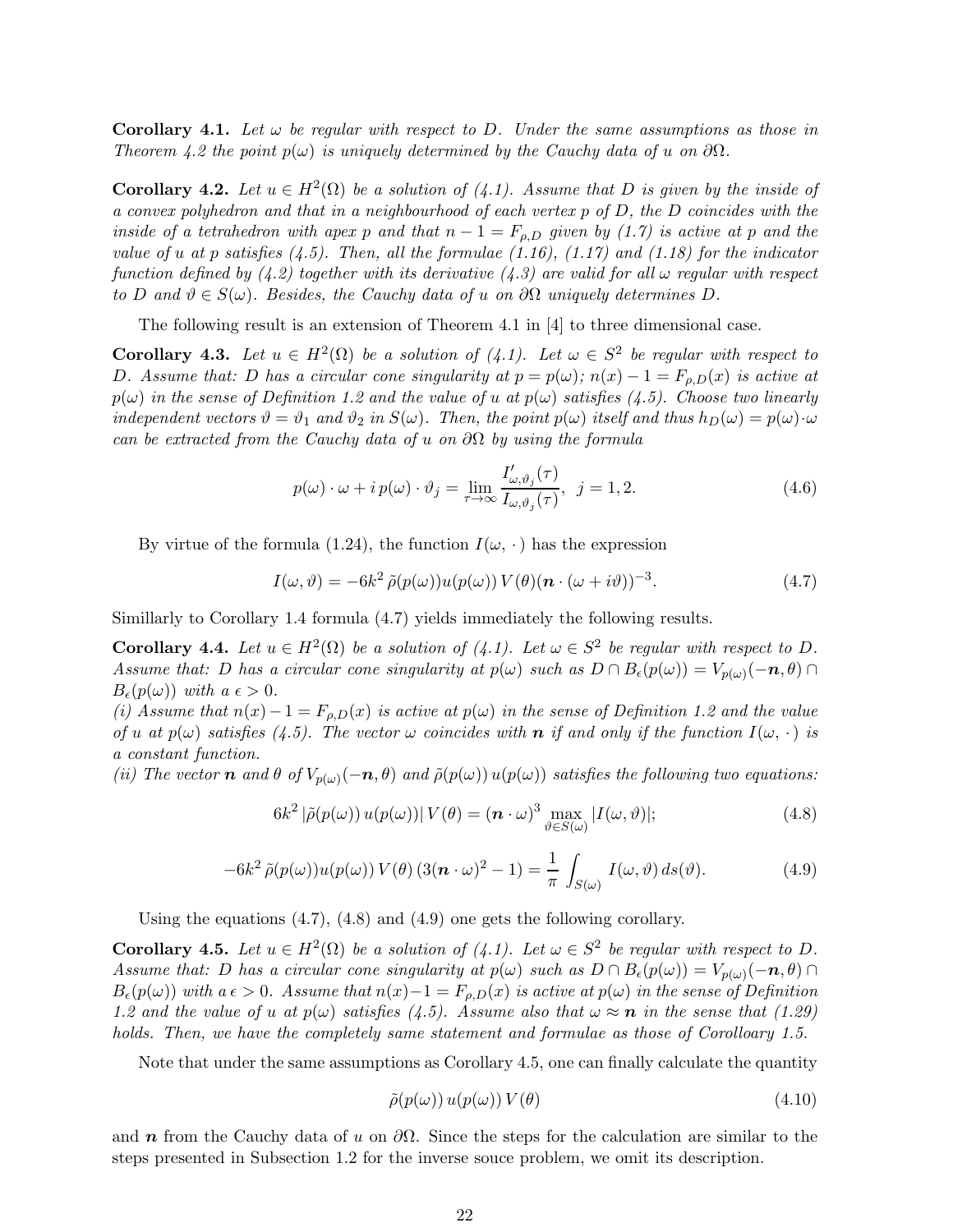**Corollary 4.1.** *Let $\omega$ be regular with respect to $D$. Under the same assumptions as those in Theorem 4.2 the point $p(\omega)$ is uniquely determined by the Cauchy data of $u$ on $\partial\Omega$.*

**Corollary 4.2.** *Let $u \in H^2(\Omega)$ be a solution of (4.1). Assume that $D$ is given by the inside of a convex polyhedron and that in a neighbourhood of each vertex $p$ of $D$, the $D$ coincides with the inside of a tetrahedron with apex $p$ and that $n-1 = F_{\rho,D}$ given by (1.7) is active at $p$ and the value of $u$ at $p$ satisfies (4.5). Then, all the formulae (1.16), (1.17) and (1.18) for the indicator function defined by (4.2) together with its derivative (4.3) are valid for all $\omega$ regular with respect to $D$ and $\vartheta \in S(\omega)$. Besides, the Cauchy data of $u$ on $\partial\Omega$ uniquely determines $D$.*

The following result is an extension of Theorem 4.1 in [4] to three dimensional case.

**Corollary 4.3.** *Let $u \in H^2(\Omega)$ be a solution of (4.1). Let $\omega \in S^2$ be regular with respect to $D$. Assume that: $D$ has a circular cone singularity at $p = p(\omega)$; $n(x) - 1 = F_{\rho,D}(x)$ is active at $p(\omega)$ in the sense of Definition 1.2 and the value of $u$ at $p(\omega)$ satisfies (4.5). Choose two linearly independent vectors $\vartheta = \vartheta_1$ and $\vartheta_2$ in $S(\omega)$. Then, the point $p(\omega)$ itself and thus $h_D(\omega) = p(\omega)\cdot\omega$ can be extracted from the Cauchy data of $u$ on $\partial\Omega$ by using the formula*

$$p(\omega)\cdot\omega + i\, p(\omega)\cdot\vartheta_j = \lim_{\tau\to\infty} \frac{I'_{\omega,\vartheta_j}(\tau)}{I_{\omega,\vartheta_j}(\tau)},\ \ j = 1, 2. \tag{4.6}$$

By virtue of the formula (1.24), the function $I(\omega,\,\cdot\,)$ has the expression

$$I(\omega,\vartheta) = -6k^2\,\tilde{\rho}(p(\omega))u(p(\omega))\,V(\theta)(\boldsymbol{n}\cdot(\omega + i\vartheta))^{-3}. \tag{4.7}$$

Similarly to Corollary 1.4 formula (4.7) yields immediately the following results.

**Corollary 4.4.** *Let $u \in H^2(\Omega)$ be a solution of (4.1). Let $\omega \in S^2$ be regular with respect to $D$. Assume that: $D$ has a circular cone singularity at $p(\omega)$ such as $D \cap B_\epsilon(p(\omega)) = V_{p(\omega)}(-\boldsymbol{n},\theta) \cap B_\epsilon(p(\omega))$ with a $\epsilon > 0$.*
*(i) Assume that $n(x) - 1 = F_{\rho,D}(x)$ is active at $p(\omega)$ in the sense of Definition 1.2 and the value of $u$ at $p(\omega)$ satisfies (4.5). The vector $\omega$ coincides with $\boldsymbol{n}$ if and only if the function $I(\omega,\,\cdot\,)$ is a constant function.*
*(ii) The vector $\boldsymbol{n}$ and $\theta$ of $V_{p(\omega)}(-\boldsymbol{n},\theta)$ and $\tilde{\rho}(p(\omega))\,u(p(\omega))$ satisfies the following two equations:*

$$6k^2\,|\tilde{\rho}(p(\omega))\,u(p(\omega))|\,V(\theta) = (\boldsymbol{n}\cdot\omega)^3 \max_{\vartheta\in S(\omega)} |I(\omega,\vartheta)|; \tag{4.8}$$

$$-6k^2\,\tilde{\rho}(p(\omega))u(p(\omega))\,V(\theta)\,(3(\boldsymbol{n}\cdot\omega)^2 - 1) = \frac{1}{\pi}\int_{S(\omega)} I(\omega,\vartheta)\,ds(\vartheta). \tag{4.9}$$

Using the equations (4.7), (4.8) and (4.9) one gets the following corollary.

**Corollary 4.5.** *Let $u \in H^2(\Omega)$ be a solution of (4.1). Let $\omega \in S^2$ be regular with respect to $D$. Assume that: $D$ has a circular cone singularity at $p(\omega)$ such as $D \cap B_\epsilon(p(\omega)) = V_{p(\omega)}(-\boldsymbol{n},\theta) \cap B_\epsilon(p(\omega))$ with a $\epsilon > 0$. Assume that $n(x)-1 = F_{\rho,D}(x)$ is active at $p(\omega)$ in the sense of Definition 1.2 and the value of $u$ at $p(\omega)$ satisfies (4.5). Assume also that $\omega \approx \boldsymbol{n}$ in the sense that (1.29) holds. Then, we have the completely same statement and formulae as those of Corolloary 1.5.*

Note that under the same assumptions as Corollary 4.5, one can finally calculate the quantity

$$\tilde{\rho}(p(\omega))\,u(p(\omega))\,V(\theta) \tag{4.10}$$

and $\boldsymbol{n}$ from the Cauchy data of $u$ on $\partial\Omega$. Since the steps for the calculation are similar to the steps presented in Subsection 1.2 for the inverse souce problem, we omit its description.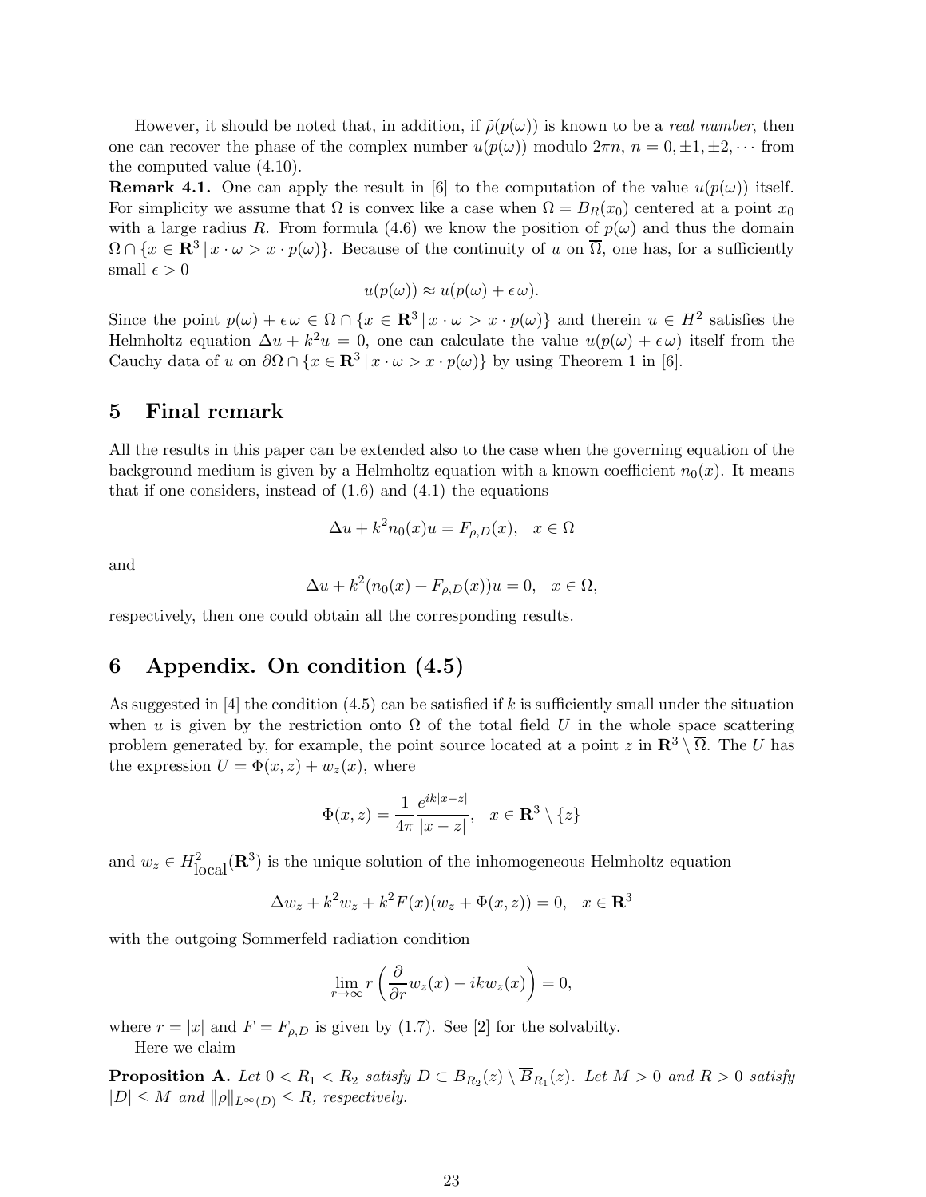However, it should be noted that, in addition, if $\tilde{\rho}(p(\omega))$ is known to be a *real number*, then one can recover the phase of the complex number $u(p(\omega))$ modulo $2\pi n$, $n = 0, \pm 1, \pm 2, \cdots$ from the computed value (4.10).

**Remark 4.1.** One can apply the result in [6] to the computation of the value $u(p(\omega))$ itself. For simplicity we assume that $\Omega$ is convex like a case when $\Omega = B_R(x_0)$ centered at a point $x_0$ with a large radius $R$. From formula (4.6) we know the position of $p(\omega)$ and thus the domain $\Omega \cap \{x \in \mathbf{R}^3 \,|\, x \cdot \omega > x \cdot p(\omega)\}$. Because of the continuity of $u$ on $\overline{\Omega}$, one has, for a sufficiently small $\epsilon > 0$

$$u(p(\omega)) \approx u(p(\omega) + \epsilon\, \omega).$$

Since the point $p(\omega) + \epsilon\, \omega \in \Omega \cap \{x \in \mathbf{R}^3 \,|\, x \cdot \omega > x \cdot p(\omega)\}$ and therein $u \in H^2$ satisfies the Helmholtz equation $\Delta u + k^2 u = 0$, one can calculate the value $u(p(\omega) + \epsilon\, \omega)$ itself from the Cauchy data of $u$ on $\partial\Omega \cap \{x \in \mathbf{R}^3 \,|\, x \cdot \omega > x \cdot p(\omega)\}$ by using Theorem 1 in [6].

## 5 Final remark

All the results in this paper can be extended also to the case when the governing equation of the background medium is given by a Helmholtz equation with a known coefficient $n_0(x)$. It means that if one considers, instead of (1.6) and (4.1) the equations

$$\Delta u + k^2 n_0(x) u = F_{\rho,D}(x), \quad x \in \Omega$$

and

$$\Delta u + k^2 (n_0(x) + F_{\rho,D}(x)) u = 0, \quad x \in \Omega,$$

respectively, then one could obtain all the corresponding results.

## 6 Appendix. On condition (4.5)

As suggested in [4] the condition (4.5) can be satisfied if $k$ is sufficiently small under the situation when $u$ is given by the restriction onto $\Omega$ of the total field $U$ in the whole space scattering problem generated by, for example, the point source located at a point $z$ in $\mathbf{R}^3 \setminus \overline{\Omega}$. The $U$ has the expression $U = \Phi(x, z) + w_z(x)$, where

$$\Phi(x, z) = \frac{1}{4\pi} \frac{e^{ik|x-z|}}{|x-z|}, \quad x \in \mathbf{R}^3 \setminus \{z\}$$

and $w_z \in H^2_{\text{local}}(\mathbf{R}^3)$ is the unique solution of the inhomogeneous Helmholtz equation

$$\Delta w_z + k^2 w_z + k^2 F(x)(w_z + \Phi(x, z)) = 0, \quad x \in \mathbf{R}^3$$

with the outgoing Sommerfeld radiation condition

$$\lim_{r \to \infty} r \left( \frac{\partial}{\partial r} w_z(x) - ik w_z(x) \right) = 0,$$

where $r = |x|$ and $F = F_{\rho,D}$ is given by (1.7). See [2] for the solvabilty.

Here we claim

**Proposition A.** *Let $0 < R_1 < R_2$ satisfy $D \subset B_{R_2}(z) \setminus \overline{B}_{R_1}(z)$. Let $M > 0$ and $R > 0$ satisfy $|D| \le M$ and $\|\rho\|_{L^\infty(D)} \le R$, respectively.*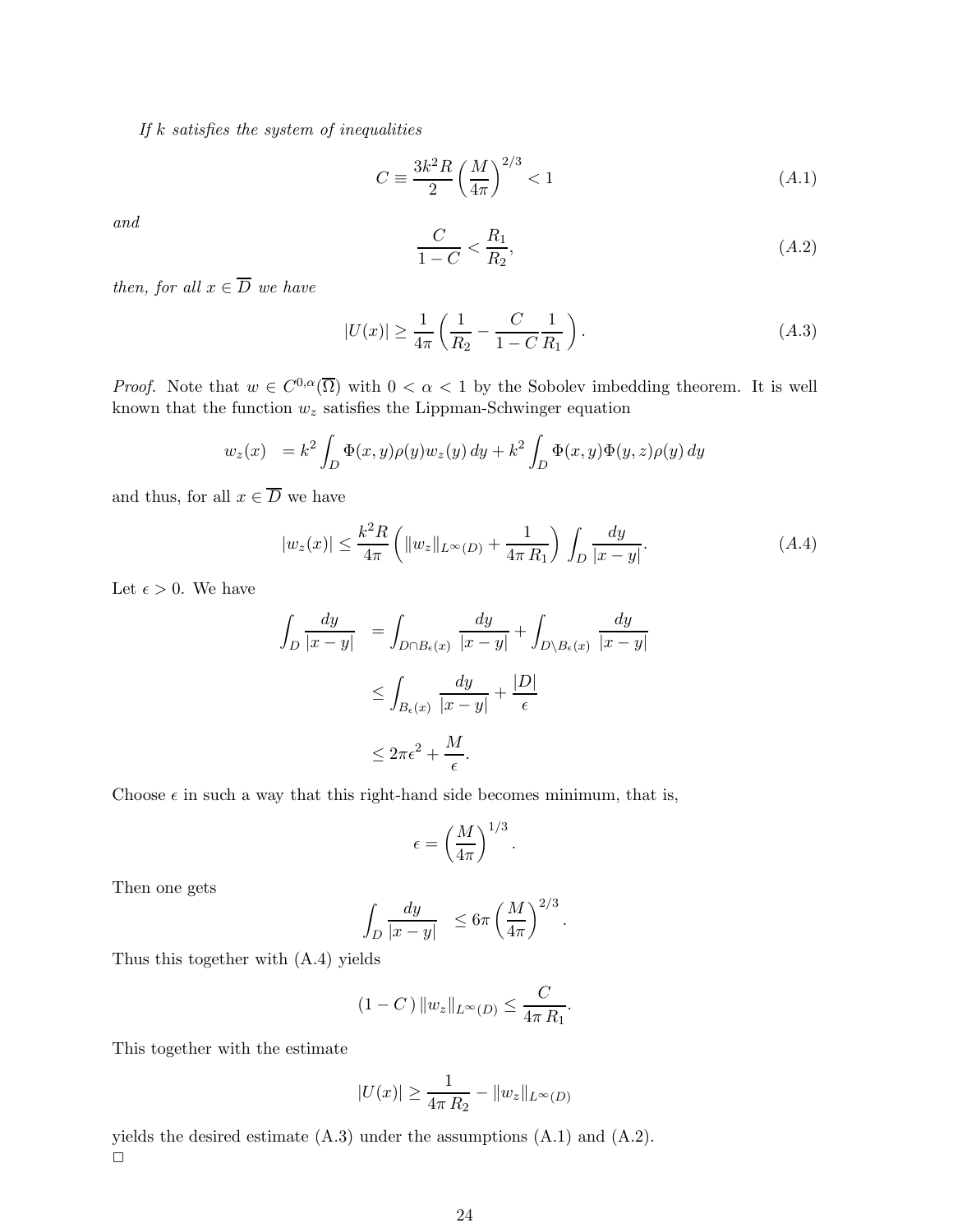*If $k$ satisfies the system of inequalities*

$$C \equiv \frac{3k^2 R}{2}\left(\frac{M}{4\pi}\right)^{2/3} < 1 \tag{A.1}$$

*and*

$$\frac{C}{1-C} < \frac{R_1}{R_2}, \tag{A.2}$$

*then, for all $x \in \overline{D}$ we have*

$$|U(x)| \geq \frac{1}{4\pi}\left(\frac{1}{R_2} - \frac{C}{1-C}\frac{1}{R_1}\right). \tag{A.3}$$

*Proof.* Note that $w \in C^{0,\alpha}(\overline{\Omega})$ with $0 < \alpha < 1$ by the Sobolev imbedding theorem. It is well known that the function $w_z$ satisfies the Lippman-Schwinger equation

$$w_z(x) \;= k^2 \int_D \Phi(x,y)\rho(y)w_z(y)\,dy + k^2 \int_D \Phi(x,y)\Phi(y,z)\rho(y)\,dy$$

and thus, for all $x \in \overline{D}$ we have

$$|w_z(x)| \leq \frac{k^2 R}{4\pi}\left(\|w_z\|_{L^\infty(D)} + \frac{1}{4\pi\, R_1}\right)\int_D \frac{dy}{|x-y|}. \tag{A.4}$$

Let $\epsilon > 0$. We have

$$\begin{aligned}
\int_D \frac{dy}{|x-y|} \;&= \int_{D\cap B_\epsilon(x)} \frac{dy}{|x-y|} + \int_{D\setminus B_\epsilon(x)} \frac{dy}{|x-y|} \\
&\leq \int_{B_\epsilon(x)} \frac{dy}{|x-y|} + \frac{|D|}{\epsilon} \\
&\leq 2\pi\epsilon^2 + \frac{M}{\epsilon}.
\end{aligned}$$

Choose $\epsilon$ in such a way that this right-hand side becomes minimum, that is,

$$\epsilon = \left(\frac{M}{4\pi}\right)^{1/3}.$$

Then one gets

$$\int_D \frac{dy}{|x-y|} \;\leq 6\pi\left(\frac{M}{4\pi}\right)^{2/3}.$$

Thus this together with (A.4) yields

$$(1-C\,)\,\|w_z\|_{L^\infty(D)} \leq \frac{C}{4\pi\, R_1}.$$

This together with the estimate

$$|U(x)| \geq \frac{1}{4\pi\, R_2} - \|w_z\|_{L^\infty(D)}$$

yields the desired estimate (A.3) under the assumptions (A.1) and (A.2).

□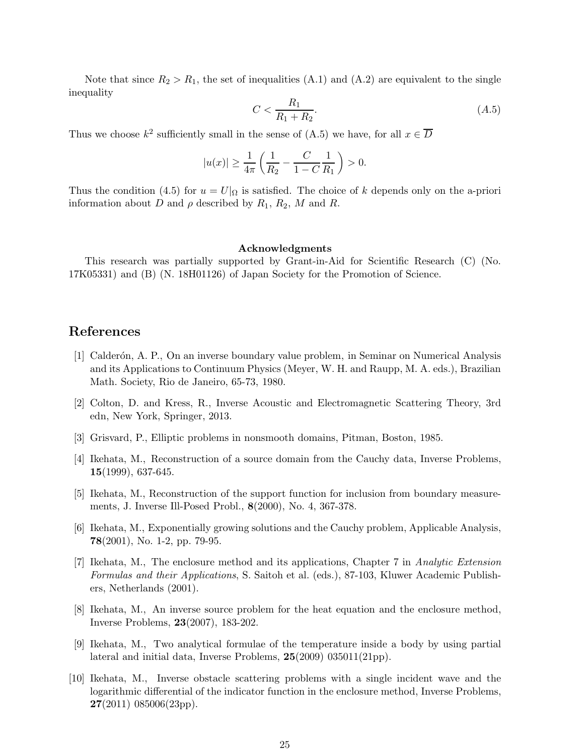Note that since $R_2 > R_1$, the set of inequalities (A.1) and (A.2) are equivalent to the single inequality

$$C < \frac{R_1}{R_1 + R_2}. \tag{A.5}$$

Thus we choose $k^2$ sufficiently small in the sense of (A.5) we have, for all $x \in \overline{D}$

$$|u(x)| \ge \frac{1}{4\pi}\left(\frac{1}{R_2} - \frac{C}{1-C}\frac{1}{R_1}\right) > 0.$$

Thus the condition (4.5) for $u = U|_\Omega$ is satisfied. The choice of $k$ depends only on the a-priori information about $D$ and $\rho$ described by $R_1$, $R_2$, $M$ and $R$.

**Acknowledgments**

This research was partially supported by Grant-in-Aid for Scientific Research (C) (No. 17K05331) and (B) (N. 18H01126) of Japan Society for the Promotion of Science.

# References

[1] Calderón, A. P., On an inverse boundary value problem, in Seminar on Numerical Analysis and its Applications to Continuum Physics (Meyer, W. H. and Raupp, M. A. eds.), Brazilian Math. Society, Rio de Janeiro, 65-73, 1980.

[2] Colton, D. and Kress, R., Inverse Acoustic and Electromagnetic Scattering Theory, 3rd edn, New York, Springer, 2013.

[3] Grisvard, P., Elliptic problems in nonsmooth domains, Pitman, Boston, 1985.

[4] Ikehata, M., Reconstruction of a source domain from the Cauchy data, Inverse Problems, **15**(1999), 637-645.

[5] Ikehata, M., Reconstruction of the support function for inclusion from boundary measurements, J. Inverse Ill-Posed Probl., **8**(2000), No. 4, 367-378.

[6] Ikehata, M., Exponentially growing solutions and the Cauchy problem, Applicable Analysis, **78**(2001), No. 1-2, pp. 79-95.

[7] Ikehata, M., The enclosure method and its applications, Chapter 7 in *Analytic Extension Formulas and their Applications*, S. Saitoh et al. (eds.), 87-103, Kluwer Academic Publishers, Netherlands (2001).

[8] Ikehata, M., An inverse source problem for the heat equation and the enclosure method, Inverse Problems, **23**(2007), 183-202.

[9] Ikehata, M., Two analytical formulae of the temperature inside a body by using partial lateral and initial data, Inverse Problems, **25**(2009) 035011(21pp).

[10] Ikehata, M., Inverse obstacle scattering problems with a single incident wave and the logarithmic differential of the indicator function in the enclosure method, Inverse Problems, **27**(2011) 085006(23pp).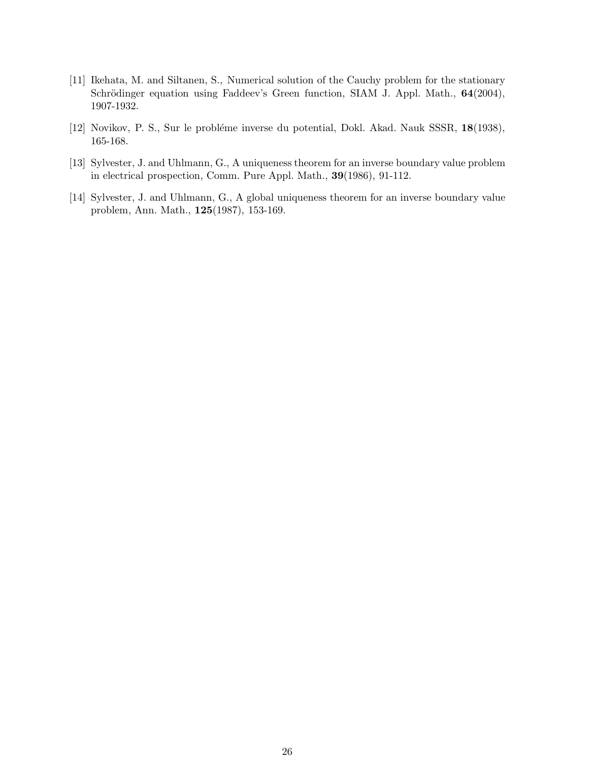[11] Ikehata, M. and Siltanen, S., Numerical solution of the Cauchy problem for the stationary Schrödinger equation using Faddeev's Green function, SIAM J. Appl. Math., **64**(2004), 1907-1932.

[12] Novikov, P. S., Sur le probléme inverse du potential, Dokl. Akad. Nauk SSSR, **18**(1938), 165-168.

[13] Sylvester, J. and Uhlmann, G., A uniqueness theorem for an inverse boundary value problem in electrical prospection, Comm. Pure Appl. Math., **39**(1986), 91-112.

[14] Sylvester, J. and Uhlmann, G., A global uniqueness theorem for an inverse boundary value problem, Ann. Math., **125**(1987), 153-169.